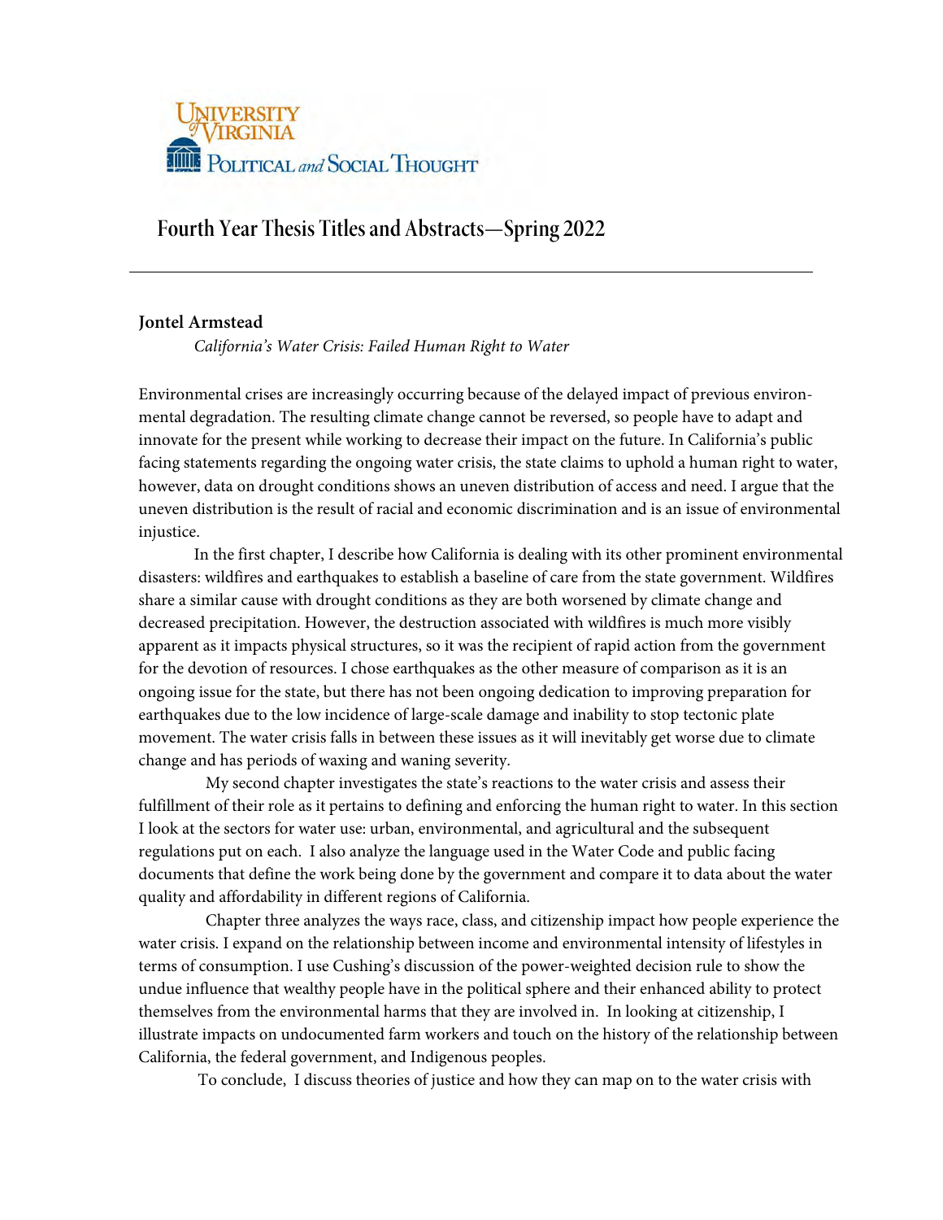University of Virginia Political and Social Thought

# Fourth Year Thesis Titles and Abstracts—Spring 2022

---

**Jontel Armstead**

*California's Water Crisis: Failed Human Right to Water*

Environmental crises are increasingly occurring because of the delayed impact of previous environmental degradation. The resulting climate change cannot be reversed, so people have to adapt and innovate for the present while working to decrease their impact on the future. In California's public facing statements regarding the ongoing water crisis, the state claims to uphold a human right to water, however, data on drought conditions shows an uneven distribution of access and need. I argue that the uneven distribution is the result of racial and economic discrimination and is an issue of environmental injustice.

In the first chapter, I describe how California is dealing with its other prominent environmental disasters: wildfires and earthquakes to establish a baseline of care from the state government. Wildfires share a similar cause with drought conditions as they are both worsened by climate change and decreased precipitation. However, the destruction associated with wildfires is much more visibly apparent as it impacts physical structures, so it was the recipient of rapid action from the government for the devotion of resources. I chose earthquakes as the other measure of comparison as it is an ongoing issue for the state, but there has not been ongoing dedication to improving preparation for earthquakes due to the low incidence of large-scale damage and inability to stop tectonic plate movement. The water crisis falls in between these issues as it will inevitably get worse due to climate change and has periods of waxing and waning severity.

My second chapter investigates the state's reactions to the water crisis and assess their fulfillment of their role as it pertains to defining and enforcing the human right to water. In this section I look at the sectors for water use: urban, environmental, and agricultural and the subsequent regulations put on each. I also analyze the language used in the Water Code and public facing documents that define the work being done by the government and compare it to data about the water quality and affordability in different regions of California.

Chapter three analyzes the ways race, class, and citizenship impact how people experience the water crisis. I expand on the relationship between income and environmental intensity of lifestyles in terms of consumption. I use Cushing's discussion of the power-weighted decision rule to show the undue influence that wealthy people have in the political sphere and their enhanced ability to protect themselves from the environmental harms that they are involved in. In looking at citizenship, I illustrate impacts on undocumented farm workers and touch on the history of the relationship between California, the federal government, and Indigenous peoples.

To conclude, I discuss theories of justice and how they can map on to the water crisis with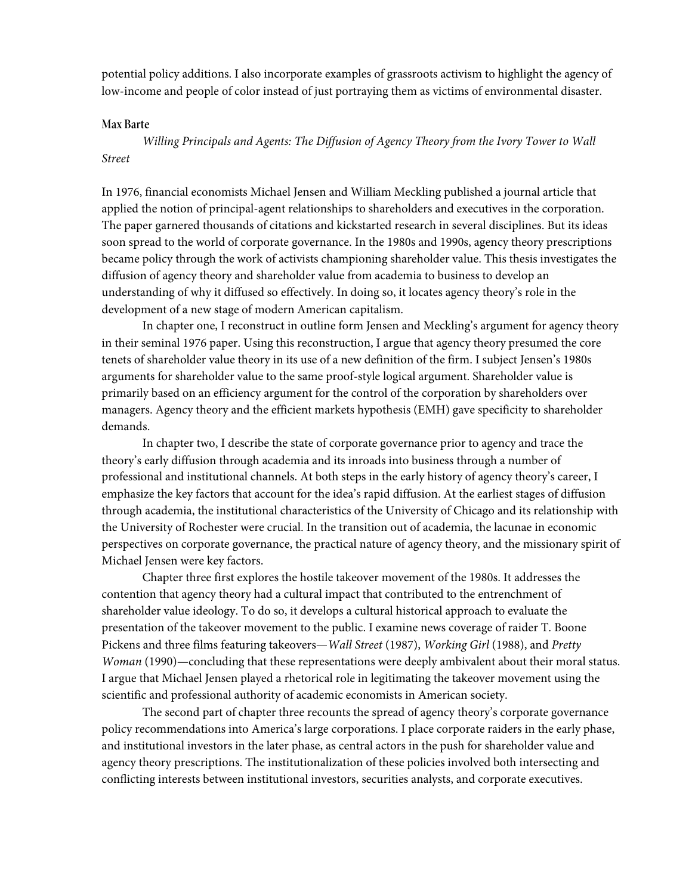potential policy additions. I also incorporate examples of grassroots activism to highlight the agency of low-income and people of color instead of just portraying them as victims of environmental disaster.

### Max Barte

*Willing Principals and Agents: The Diffusion of Agency Theory from the Ivory Tower to Wall Street*

In 1976, financial economists Michael Jensen and William Meckling published a journal article that applied the notion of principal-agent relationships to shareholders and executives in the corporation. The paper garnered thousands of citations and kickstarted research in several disciplines. But its ideas soon spread to the world of corporate governance. In the 1980s and 1990s, agency theory prescriptions became policy through the work of activists championing shareholder value. This thesis investigates the diffusion of agency theory and shareholder value from academia to business to develop an understanding of why it diffused so effectively. In doing so, it locates agency theory's role in the development of a new stage of modern American capitalism.

In chapter one, I reconstruct in outline form Jensen and Meckling's argument for agency theory in their seminal 1976 paper. Using this reconstruction, I argue that agency theory presumed the core tenets of shareholder value theory in its use of a new definition of the firm. I subject Jensen's 1980s arguments for shareholder value to the same proof-style logical argument. Shareholder value is primarily based on an efficiency argument for the control of the corporation by shareholders over managers. Agency theory and the efficient markets hypothesis (EMH) gave specificity to shareholder demands.

In chapter two, I describe the state of corporate governance prior to agency and trace the theory's early diffusion through academia and its inroads into business through a number of professional and institutional channels. At both steps in the early history of agency theory's career, I emphasize the key factors that account for the idea's rapid diffusion. At the earliest stages of diffusion through academia, the institutional characteristics of the University of Chicago and its relationship with the University of Rochester were crucial. In the transition out of academia, the lacunae in economic perspectives on corporate governance, the practical nature of agency theory, and the missionary spirit of Michael Jensen were key factors.

Chapter three first explores the hostile takeover movement of the 1980s. It addresses the contention that agency theory had a cultural impact that contributed to the entrenchment of shareholder value ideology. To do so, it develops a cultural historical approach to evaluate the presentation of the takeover movement to the public. I examine news coverage of raider T. Boone Pickens and three films featuring takeovers—*Wall Street* (1987), *Working Girl* (1988), and *Pretty Woman* (1990)—concluding that these representations were deeply ambivalent about their moral status. I argue that Michael Jensen played a rhetorical role in legitimating the takeover movement using the scientific and professional authority of academic economists in American society.

The second part of chapter three recounts the spread of agency theory's corporate governance policy recommendations into America's large corporations. I place corporate raiders in the early phase, and institutional investors in the later phase, as central actors in the push for shareholder value and agency theory prescriptions. The institutionalization of these policies involved both intersecting and conflicting interests between institutional investors, securities analysts, and corporate executives.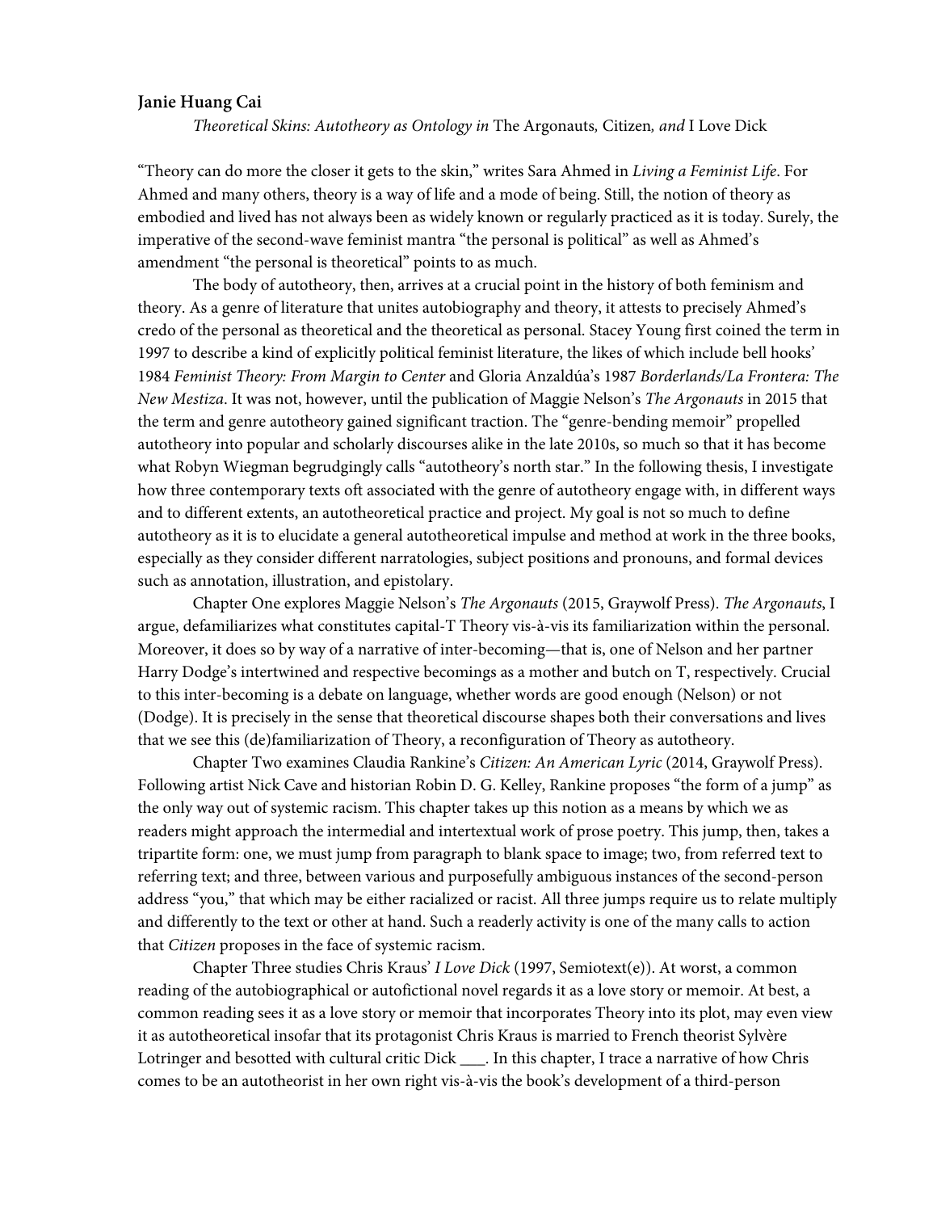**Janie Huang Cai**

*Theoretical Skins: Autotheory as Ontology in* The Argonauts*,* Citizen*, and* I Love Dick

"Theory can do more the closer it gets to the skin," writes Sara Ahmed in *Living a Feminist Life*. For Ahmed and many others, theory is a way of life and a mode of being. Still, the notion of theory as embodied and lived has not always been as widely known or regularly practiced as it is today. Surely, the imperative of the second-wave feminist mantra "the personal is political" as well as Ahmed's amendment "the personal is theoretical" points to as much.

The body of autotheory, then, arrives at a crucial point in the history of both feminism and theory. As a genre of literature that unites autobiography and theory, it attests to precisely Ahmed's credo of the personal as theoretical and the theoretical as personal. Stacey Young first coined the term in 1997 to describe a kind of explicitly political feminist literature, the likes of which include bell hooks' 1984 *Feminist Theory: From Margin to Center* and Gloria Anzaldúa's 1987 *Borderlands/La Frontera: The New Mestiza*. It was not, however, until the publication of Maggie Nelson's *The Argonauts* in 2015 that the term and genre autotheory gained significant traction. The "genre-bending memoir" propelled autotheory into popular and scholarly discourses alike in the late 2010s, so much so that it has become what Robyn Wiegman begrudgingly calls "autotheory's north star." In the following thesis, I investigate how three contemporary texts oft associated with the genre of autotheory engage with, in different ways and to different extents, an autotheoretical practice and project. My goal is not so much to define autotheory as it is to elucidate a general autotheoretical impulse and method at work in the three books, especially as they consider different narratologies, subject positions and pronouns, and formal devices such as annotation, illustration, and epistolary.

Chapter One explores Maggie Nelson's *The Argonauts* (2015, Graywolf Press). *The Argonauts*, I argue, defamiliarizes what constitutes capital-T Theory vis-à-vis its familiarization within the personal. Moreover, it does so by way of a narrative of inter-becoming—that is, one of Nelson and her partner Harry Dodge's intertwined and respective becomings as a mother and butch on T, respectively. Crucial to this inter-becoming is a debate on language, whether words are good enough (Nelson) or not (Dodge). It is precisely in the sense that theoretical discourse shapes both their conversations and lives that we see this (de)familiarization of Theory, a reconfiguration of Theory as autotheory.

Chapter Two examines Claudia Rankine's *Citizen: An American Lyric* (2014, Graywolf Press). Following artist Nick Cave and historian Robin D. G. Kelley, Rankine proposes "the form of a jump" as the only way out of systemic racism. This chapter takes up this notion as a means by which we as readers might approach the intermedial and intertextual work of prose poetry. This jump, then, takes a tripartite form: one, we must jump from paragraph to blank space to image; two, from referred text to referring text; and three, between various and purposefully ambiguous instances of the second-person address "you," that which may be either racialized or racist. All three jumps require us to relate multiply and differently to the text or other at hand. Such a readerly activity is one of the many calls to action that *Citizen* proposes in the face of systemic racism.

Chapter Three studies Chris Kraus' *I Love Dick* (1997, Semiotext(e)). At worst, a common reading of the autobiographical or autofictional novel regards it as a love story or memoir. At best, a common reading sees it as a love story or memoir that incorporates Theory into its plot, may even view it as autotheoretical insofar that its protagonist Chris Kraus is married to French theorist Sylvère Lotringer and besotted with cultural critic Dick ___. In this chapter, I trace a narrative of how Chris comes to be an autotheorist in her own right vis-à-vis the book's development of a third-person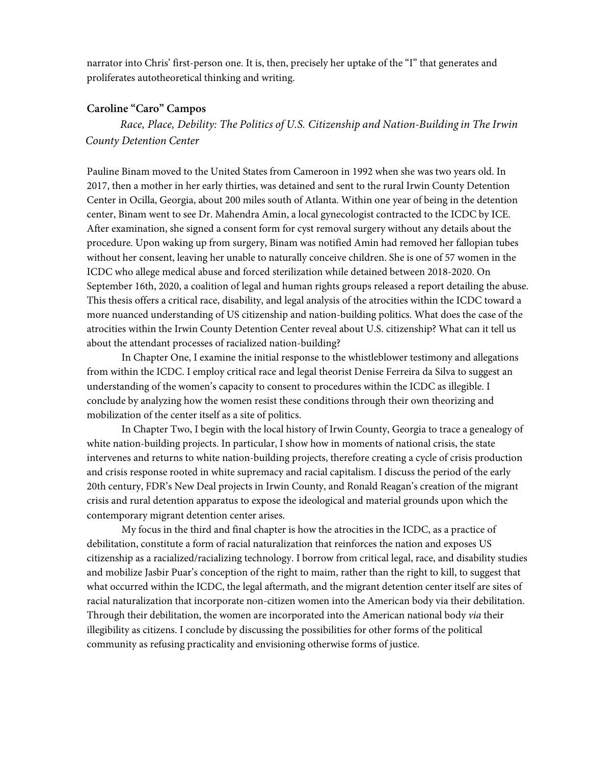narrator into Chris' first-person one. It is, then, precisely her uptake of the "I" that generates and proliferates autotheoretical thinking and writing.

**Caroline "Caro" Campos**

*Race, Place, Debility: The Politics of U.S. Citizenship and Nation-Building in The Irwin County Detention Center*

Pauline Binam moved to the United States from Cameroon in 1992 when she was two years old. In 2017, then a mother in her early thirties, was detained and sent to the rural Irwin County Detention Center in Ocilla, Georgia, about 200 miles south of Atlanta. Within one year of being in the detention center, Binam went to see Dr. Mahendra Amin, a local gynecologist contracted to the ICDC by ICE. After examination, she signed a consent form for cyst removal surgery without any details about the procedure. Upon waking up from surgery, Binam was notified Amin had removed her fallopian tubes without her consent, leaving her unable to naturally conceive children. She is one of 57 women in the ICDC who allege medical abuse and forced sterilization while detained between 2018-2020. On September 16th, 2020, a coalition of legal and human rights groups released a report detailing the abuse. This thesis offers a critical race, disability, and legal analysis of the atrocities within the ICDC toward a more nuanced understanding of US citizenship and nation-building politics. What does the case of the atrocities within the Irwin County Detention Center reveal about U.S. citizenship? What can it tell us about the attendant processes of racialized nation-building?

In Chapter One, I examine the initial response to the whistleblower testimony and allegations from within the ICDC. I employ critical race and legal theorist Denise Ferreira da Silva to suggest an understanding of the women's capacity to consent to procedures within the ICDC as illegible. I conclude by analyzing how the women resist these conditions through their own theorizing and mobilization of the center itself as a site of politics.

In Chapter Two, I begin with the local history of Irwin County, Georgia to trace a genealogy of white nation-building projects. In particular, I show how in moments of national crisis, the state intervenes and returns to white nation-building projects, therefore creating a cycle of crisis production and crisis response rooted in white supremacy and racial capitalism. I discuss the period of the early 20th century, FDR's New Deal projects in Irwin County, and Ronald Reagan's creation of the migrant crisis and rural detention apparatus to expose the ideological and material grounds upon which the contemporary migrant detention center arises.

My focus in the third and final chapter is how the atrocities in the ICDC, as a practice of debilitation, constitute a form of racial naturalization that reinforces the nation and exposes US citizenship as a racialized/racializing technology. I borrow from critical legal, race, and disability studies and mobilize Jasbir Puar's conception of the right to maim, rather than the right to kill, to suggest that what occurred within the ICDC, the legal aftermath, and the migrant detention center itself are sites of racial naturalization that incorporate non-citizen women into the American body via their debilitation. Through their debilitation, the women are incorporated into the American national body *via* their illegibility as citizens. I conclude by discussing the possibilities for other forms of the political community as refusing practicality and envisioning otherwise forms of justice.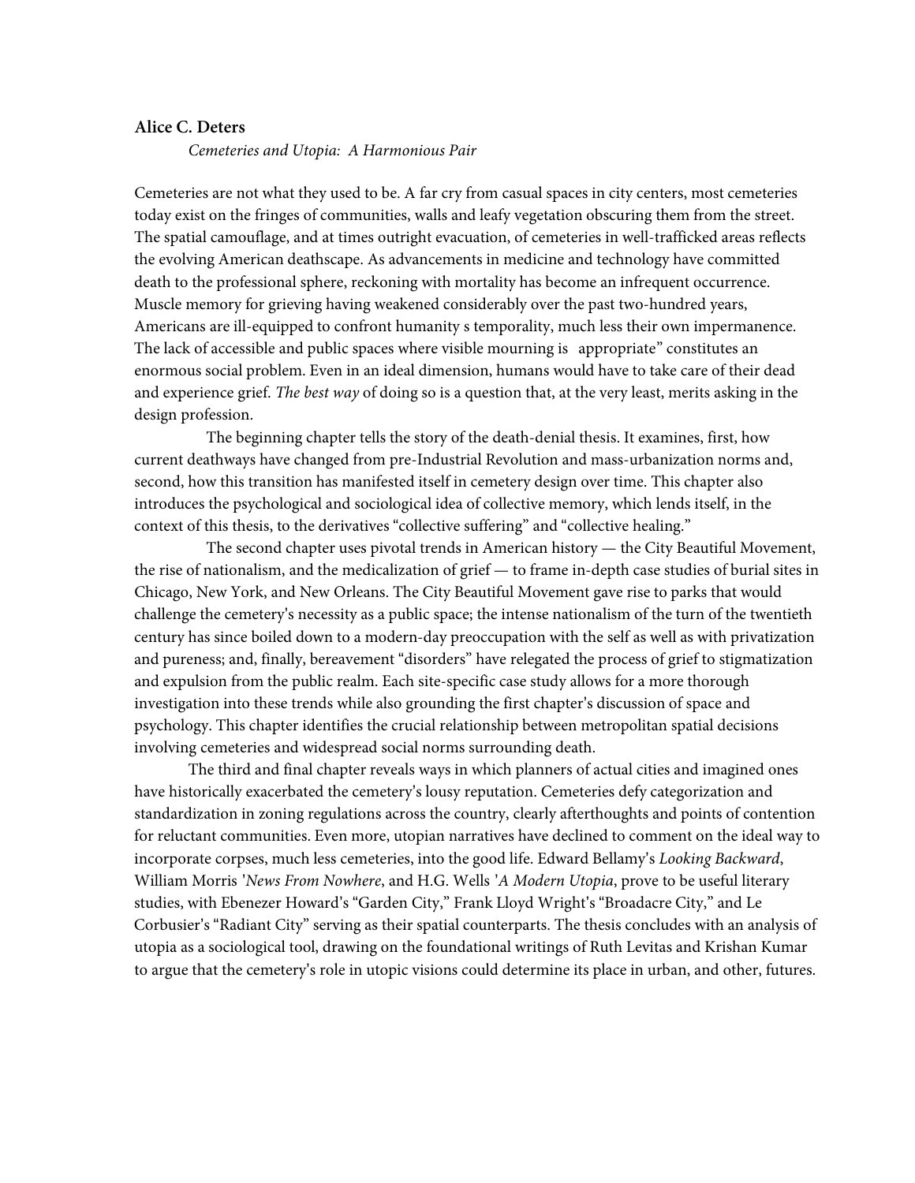**Alice C. Deters**

*Cemeteries and Utopia: A Harmonious Pair*

Cemeteries are not what they used to be. A far cry from casual spaces in city centers, most cemeteries today exist on the fringes of communities, walls and leafy vegetation obscuring them from the street. The spatial camouflage, and at times outright evacuation, of cemeteries in well-trafficked areas reflects the evolving American deathscape. As advancements in medicine and technology have committed death to the professional sphere, reckoning with mortality has become an infrequent occurrence. Muscle memory for grieving having weakened considerably over the past two-hundred years, Americans are ill-equipped to confront humanity s temporality, much less their own impermanence. The lack of accessible and public spaces where visible mourning is appropriate" constitutes an enormous social problem. Even in an ideal dimension, humans would have to take care of their dead and experience grief. *The best way* of doing so is a question that, at the very least, merits asking in the design profession.

The beginning chapter tells the story of the death-denial thesis. It examines, first, how current deathways have changed from pre-Industrial Revolution and mass-urbanization norms and, second, how this transition has manifested itself in cemetery design over time. This chapter also introduces the psychological and sociological idea of collective memory, which lends itself, in the context of this thesis, to the derivatives "collective suffering" and "collective healing."

The second chapter uses pivotal trends in American history — the City Beautiful Movement, the rise of nationalism, and the medicalization of grief — to frame in-depth case studies of burial sites in Chicago, New York, and New Orleans. The City Beautiful Movement gave rise to parks that would challenge the cemetery's necessity as a public space; the intense nationalism of the turn of the twentieth century has since boiled down to a modern-day preoccupation with the self as well as with privatization and pureness; and, finally, bereavement "disorders" have relegated the process of grief to stigmatization and expulsion from the public realm. Each site-specific case study allows for a more thorough investigation into these trends while also grounding the first chapter's discussion of space and psychology. This chapter identifies the crucial relationship between metropolitan spatial decisions involving cemeteries and widespread social norms surrounding death.

The third and final chapter reveals ways in which planners of actual cities and imagined ones have historically exacerbated the cemetery's lousy reputation. Cemeteries defy categorization and standardization in zoning regulations across the country, clearly afterthoughts and points of contention for reluctant communities. Even more, utopian narratives have declined to comment on the ideal way to incorporate corpses, much less cemeteries, into the good life. Edward Bellamy's *Looking Backward*, William Morris '*News From Nowhere*, and H.G. Wells '*A Modern Utopia*, prove to be useful literary studies, with Ebenezer Howard's "Garden City," Frank Lloyd Wright's "Broadacre City," and Le Corbusier's "Radiant City" serving as their spatial counterparts. The thesis concludes with an analysis of utopia as a sociological tool, drawing on the foundational writings of Ruth Levitas and Krishan Kumar to argue that the cemetery's role in utopic visions could determine its place in urban, and other, futures.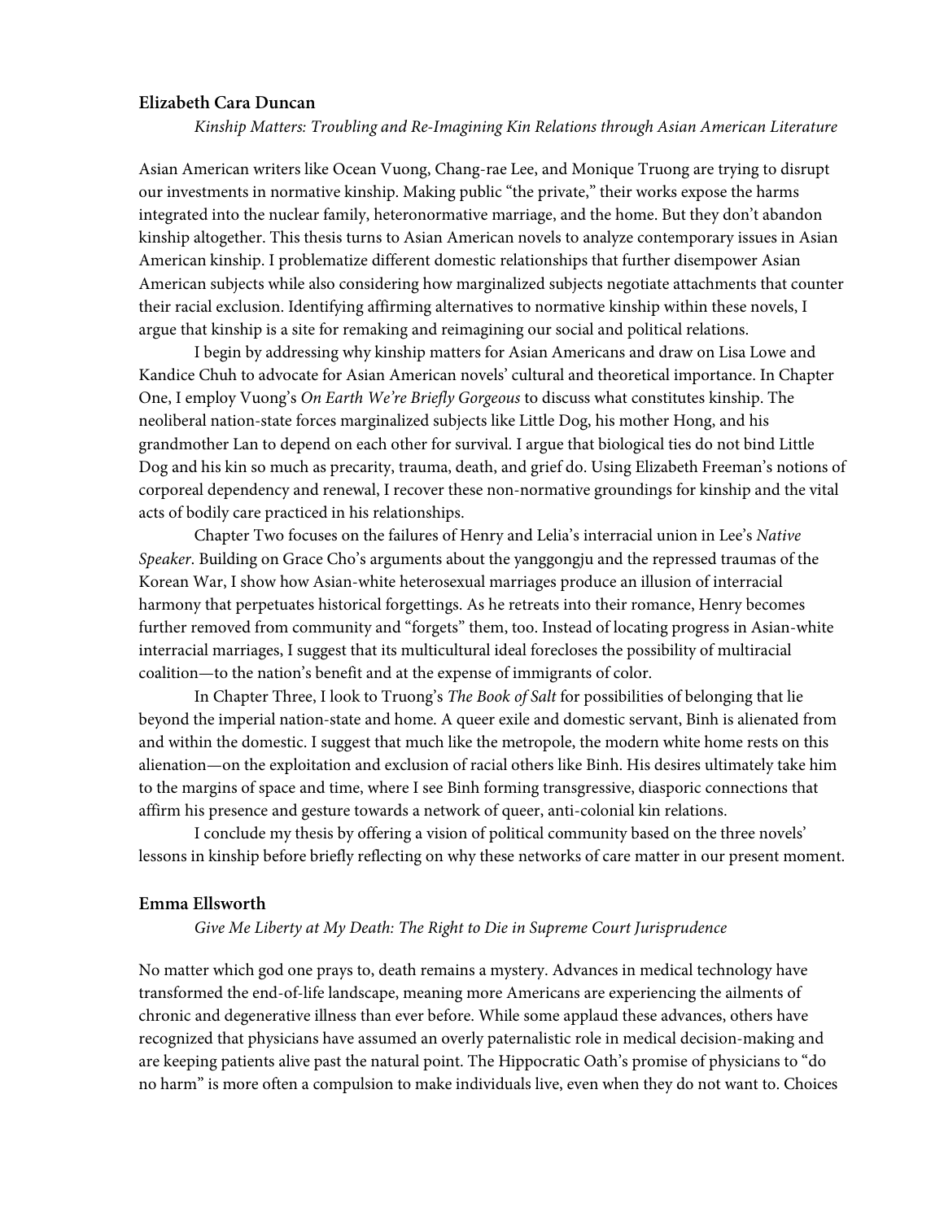**Elizabeth Cara Duncan**

*Kinship Matters: Troubling and Re-Imagining Kin Relations through Asian American Literature*

Asian American writers like Ocean Vuong, Chang-rae Lee, and Monique Truong are trying to disrupt our investments in normative kinship. Making public "the private," their works expose the harms integrated into the nuclear family, heteronormative marriage, and the home. But they don't abandon kinship altogether. This thesis turns to Asian American novels to analyze contemporary issues in Asian American kinship. I problematize different domestic relationships that further disempower Asian American subjects while also considering how marginalized subjects negotiate attachments that counter their racial exclusion. Identifying affirming alternatives to normative kinship within these novels, I argue that kinship is a site for remaking and reimagining our social and political relations.

I begin by addressing why kinship matters for Asian Americans and draw on Lisa Lowe and Kandice Chuh to advocate for Asian American novels' cultural and theoretical importance. In Chapter One, I employ Vuong's *On Earth We're Briefly Gorgeous* to discuss what constitutes kinship. The neoliberal nation-state forces marginalized subjects like Little Dog, his mother Hong, and his grandmother Lan to depend on each other for survival. I argue that biological ties do not bind Little Dog and his kin so much as precarity, trauma, death, and grief do. Using Elizabeth Freeman's notions of corporeal dependency and renewal, I recover these non-normative groundings for kinship and the vital acts of bodily care practiced in his relationships.

Chapter Two focuses on the failures of Henry and Lelia's interracial union in Lee's *Native Speaker*. Building on Grace Cho's arguments about the yanggongju and the repressed traumas of the Korean War, I show how Asian-white heterosexual marriages produce an illusion of interracial harmony that perpetuates historical forgettings. As he retreats into their romance, Henry becomes further removed from community and "forgets" them, too. Instead of locating progress in Asian-white interracial marriages, I suggest that its multicultural ideal forecloses the possibility of multiracial coalition—to the nation's benefit and at the expense of immigrants of color.

In Chapter Three, I look to Truong's *The Book of Salt* for possibilities of belonging that lie beyond the imperial nation-state and home. A queer exile and domestic servant, Binh is alienated from and within the domestic. I suggest that much like the metropole, the modern white home rests on this alienation—on the exploitation and exclusion of racial others like Binh. His desires ultimately take him to the margins of space and time, where I see Binh forming transgressive, diasporic connections that affirm his presence and gesture towards a network of queer, anti-colonial kin relations.

I conclude my thesis by offering a vision of political community based on the three novels' lessons in kinship before briefly reflecting on why these networks of care matter in our present moment.

**Emma Ellsworth**

*Give Me Liberty at My Death: The Right to Die in Supreme Court Jurisprudence*

No matter which god one prays to, death remains a mystery. Advances in medical technology have transformed the end-of-life landscape, meaning more Americans are experiencing the ailments of chronic and degenerative illness than ever before. While some applaud these advances, others have recognized that physicians have assumed an overly paternalistic role in medical decision-making and are keeping patients alive past the natural point. The Hippocratic Oath's promise of physicians to "do no harm" is more often a compulsion to make individuals live, even when they do not want to. Choices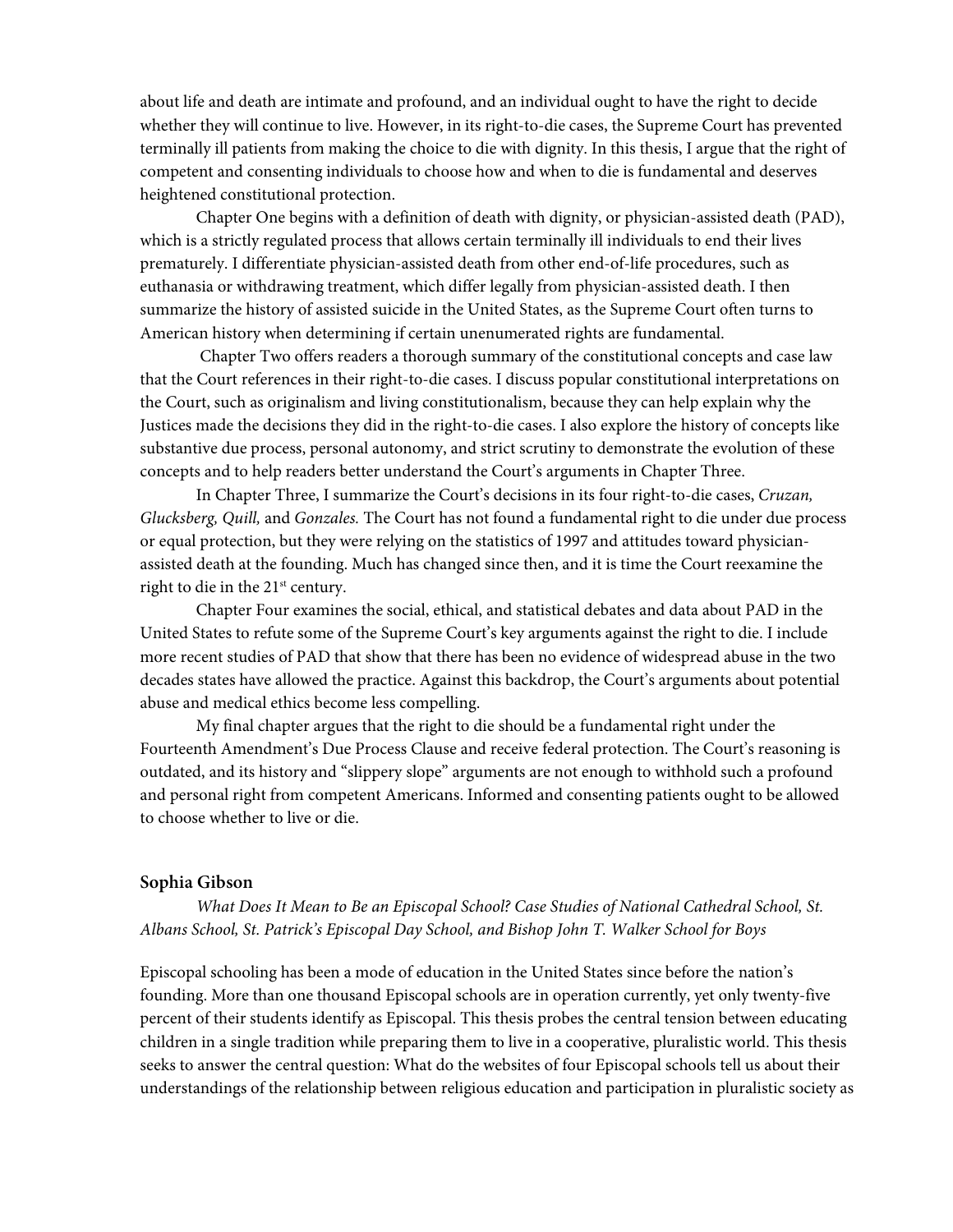about life and death are intimate and profound, and an individual ought to have the right to decide whether they will continue to live. However, in its right-to-die cases, the Supreme Court has prevented terminally ill patients from making the choice to die with dignity. In this thesis, I argue that the right of competent and consenting individuals to choose how and when to die is fundamental and deserves heightened constitutional protection.

Chapter One begins with a definition of death with dignity, or physician-assisted death (PAD), which is a strictly regulated process that allows certain terminally ill individuals to end their lives prematurely. I differentiate physician-assisted death from other end-of-life procedures, such as euthanasia or withdrawing treatment, which differ legally from physician-assisted death. I then summarize the history of assisted suicide in the United States, as the Supreme Court often turns to American history when determining if certain unenumerated rights are fundamental.

Chapter Two offers readers a thorough summary of the constitutional concepts and case law that the Court references in their right-to-die cases. I discuss popular constitutional interpretations on the Court, such as originalism and living constitutionalism, because they can help explain why the Justices made the decisions they did in the right-to-die cases. I also explore the history of concepts like substantive due process, personal autonomy, and strict scrutiny to demonstrate the evolution of these concepts and to help readers better understand the Court's arguments in Chapter Three.

In Chapter Three, I summarize the Court's decisions in its four right-to-die cases, *Cruzan, Glucksberg, Quill,* and *Gonzales.* The Court has not found a fundamental right to die under due process or equal protection, but they were relying on the statistics of 1997 and attitudes toward physician-assisted death at the founding. Much has changed since then, and it is time the Court reexamine the right to die in the 21st century.

Chapter Four examines the social, ethical, and statistical debates and data about PAD in the United States to refute some of the Supreme Court's key arguments against the right to die. I include more recent studies of PAD that show that there has been no evidence of widespread abuse in the two decades states have allowed the practice. Against this backdrop, the Court's arguments about potential abuse and medical ethics become less compelling.

My final chapter argues that the right to die should be a fundamental right under the Fourteenth Amendment's Due Process Clause and receive federal protection. The Court's reasoning is outdated, and its history and "slippery slope" arguments are not enough to withhold such a profound and personal right from competent Americans. Informed and consenting patients ought to be allowed to choose whether to live or die.

**Sophia Gibson**

*What Does It Mean to Be an Episcopal School? Case Studies of National Cathedral School, St. Albans School, St. Patrick's Episcopal Day School, and Bishop John T. Walker School for Boys*

Episcopal schooling has been a mode of education in the United States since before the nation's founding. More than one thousand Episcopal schools are in operation currently, yet only twenty-five percent of their students identify as Episcopal. This thesis probes the central tension between educating children in a single tradition while preparing them to live in a cooperative, pluralistic world. This thesis seeks to answer the central question: What do the websites of four Episcopal schools tell us about their understandings of the relationship between religious education and participation in pluralistic society as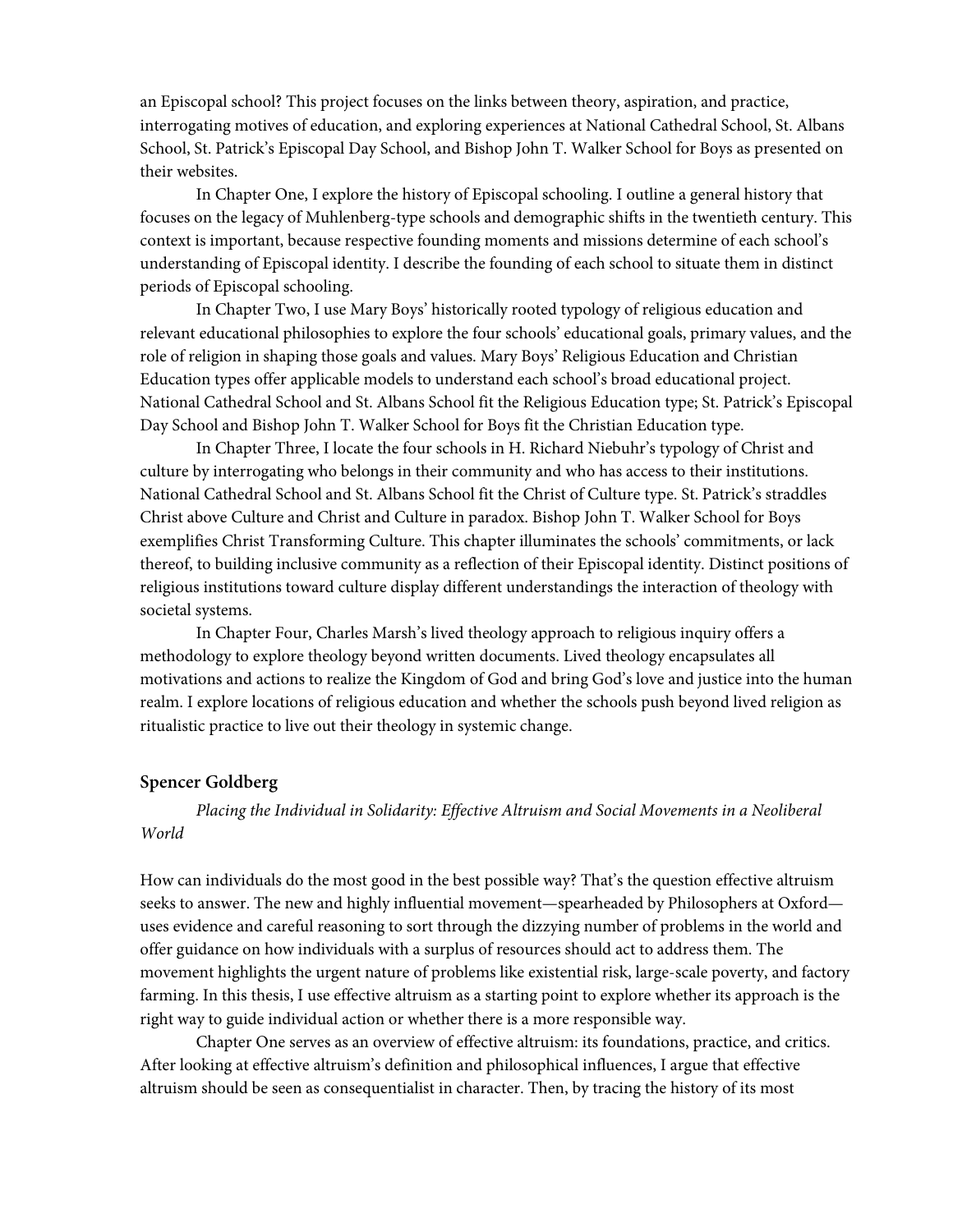an Episcopal school? This project focuses on the links between theory, aspiration, and practice, interrogating motives of education, and exploring experiences at National Cathedral School, St. Albans School, St. Patrick's Episcopal Day School, and Bishop John T. Walker School for Boys as presented on their websites.

In Chapter One, I explore the history of Episcopal schooling. I outline a general history that focuses on the legacy of Muhlenberg-type schools and demographic shifts in the twentieth century. This context is important, because respective founding moments and missions determine of each school's understanding of Episcopal identity. I describe the founding of each school to situate them in distinct periods of Episcopal schooling.

In Chapter Two, I use Mary Boys' historically rooted typology of religious education and relevant educational philosophies to explore the four schools' educational goals, primary values, and the role of religion in shaping those goals and values. Mary Boys' Religious Education and Christian Education types offer applicable models to understand each school's broad educational project. National Cathedral School and St. Albans School fit the Religious Education type; St. Patrick's Episcopal Day School and Bishop John T. Walker School for Boys fit the Christian Education type.

In Chapter Three, I locate the four schools in H. Richard Niebuhr's typology of Christ and culture by interrogating who belongs in their community and who has access to their institutions. National Cathedral School and St. Albans School fit the Christ of Culture type. St. Patrick's straddles Christ above Culture and Christ and Culture in paradox. Bishop John T. Walker School for Boys exemplifies Christ Transforming Culture. This chapter illuminates the schools' commitments, or lack thereof, to building inclusive community as a reflection of their Episcopal identity. Distinct positions of religious institutions toward culture display different understandings the interaction of theology with societal systems.

In Chapter Four, Charles Marsh's lived theology approach to religious inquiry offers a methodology to explore theology beyond written documents. Lived theology encapsulates all motivations and actions to realize the Kingdom of God and bring God's love and justice into the human realm. I explore locations of religious education and whether the schools push beyond lived religion as ritualistic practice to live out their theology in systemic change.

**Spencer Goldberg**

*Placing the Individual in Solidarity: Effective Altruism and Social Movements in a Neoliberal World*

How can individuals do the most good in the best possible way? That's the question effective altruism seeks to answer. The new and highly influential movement—spearheaded by Philosophers at Oxford—uses evidence and careful reasoning to sort through the dizzying number of problems in the world and offer guidance on how individuals with a surplus of resources should act to address them. The movement highlights the urgent nature of problems like existential risk, large-scale poverty, and factory farming. In this thesis, I use effective altruism as a starting point to explore whether its approach is the right way to guide individual action or whether there is a more responsible way.

Chapter One serves as an overview of effective altruism: its foundations, practice, and critics. After looking at effective altruism's definition and philosophical influences, I argue that effective altruism should be seen as consequentialist in character. Then, by tracing the history of its most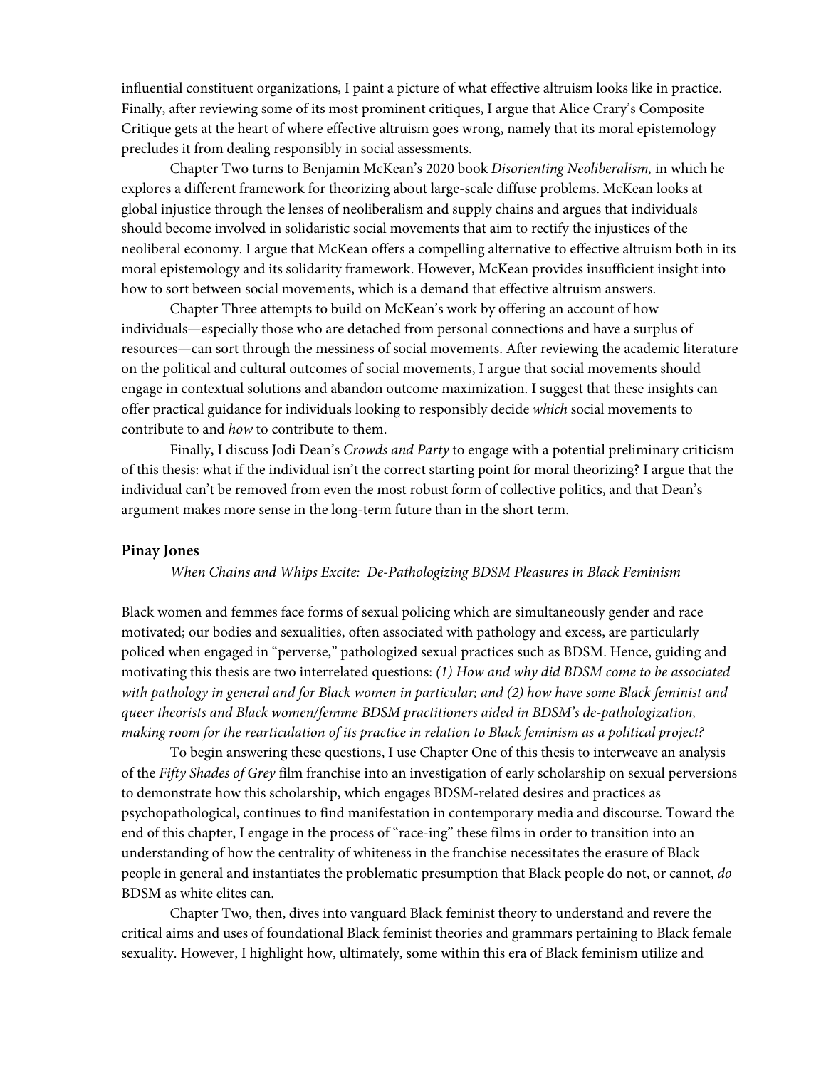influential constituent organizations, I paint a picture of what effective altruism looks like in practice. Finally, after reviewing some of its most prominent critiques, I argue that Alice Crary's Composite Critique gets at the heart of where effective altruism goes wrong, namely that its moral epistemology precludes it from dealing responsibly in social assessments.

Chapter Two turns to Benjamin McKean's 2020 book *Disorienting Neoliberalism,* in which he explores a different framework for theorizing about large-scale diffuse problems. McKean looks at global injustice through the lenses of neoliberalism and supply chains and argues that individuals should become involved in solidaristic social movements that aim to rectify the injustices of the neoliberal economy. I argue that McKean offers a compelling alternative to effective altruism both in its moral epistemology and its solidarity framework. However, McKean provides insufficient insight into how to sort between social movements, which is a demand that effective altruism answers.

Chapter Three attempts to build on McKean's work by offering an account of how individuals—especially those who are detached from personal connections and have a surplus of resources—can sort through the messiness of social movements. After reviewing the academic literature on the political and cultural outcomes of social movements, I argue that social movements should engage in contextual solutions and abandon outcome maximization. I suggest that these insights can offer practical guidance for individuals looking to responsibly decide *which* social movements to contribute to and *how* to contribute to them.

Finally, I discuss Jodi Dean's *Crowds and Party* to engage with a potential preliminary criticism of this thesis: what if the individual isn't the correct starting point for moral theorizing? I argue that the individual can't be removed from even the most robust form of collective politics, and that Dean's argument makes more sense in the long-term future than in the short term.

### Pinay Jones

*When Chains and Whips Excite: De-Pathologizing BDSM Pleasures in Black Feminism*

Black women and femmes face forms of sexual policing which are simultaneously gender and race motivated; our bodies and sexualities, often associated with pathology and excess, are particularly policed when engaged in "perverse," pathologized sexual practices such as BDSM. Hence, guiding and motivating this thesis are two interrelated questions: *(1) How and why did BDSM come to be associated with pathology in general and for Black women in particular; and (2) how have some Black feminist and queer theorists and Black women/femme BDSM practitioners aided in BDSM's de-pathologization, making room for the rearticulation of its practice in relation to Black feminism as a political project?*

To begin answering these questions, I use Chapter One of this thesis to interweave an analysis of the *Fifty Shades of Grey* film franchise into an investigation of early scholarship on sexual perversions to demonstrate how this scholarship, which engages BDSM-related desires and practices as psychopathological, continues to find manifestation in contemporary media and discourse. Toward the end of this chapter, I engage in the process of "race-ing" these films in order to transition into an understanding of how the centrality of whiteness in the franchise necessitates the erasure of Black people in general and instantiates the problematic presumption that Black people do not, or cannot, *do* BDSM as white elites can.

Chapter Two, then, dives into vanguard Black feminist theory to understand and revere the critical aims and uses of foundational Black feminist theories and grammars pertaining to Black female sexuality. However, I highlight how, ultimately, some within this era of Black feminism utilize and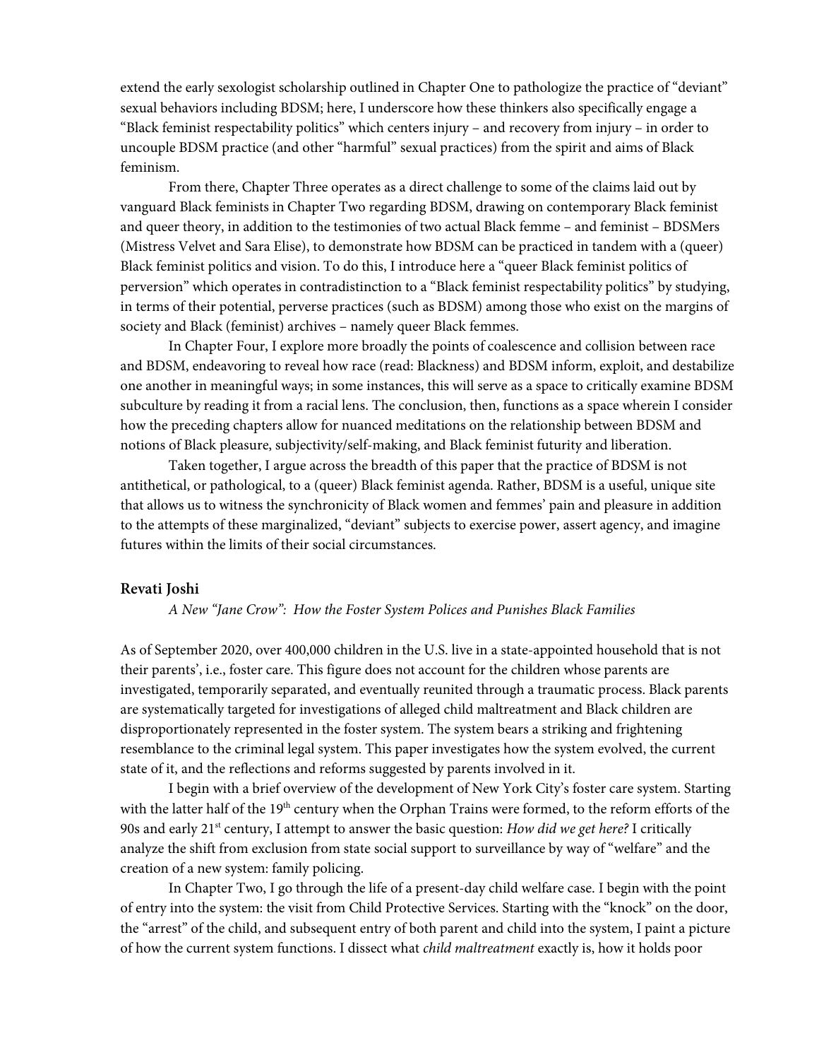extend the early sexologist scholarship outlined in Chapter One to pathologize the practice of "deviant" sexual behaviors including BDSM; here, I underscore how these thinkers also specifically engage a "Black feminist respectability politics" which centers injury – and recovery from injury – in order to uncouple BDSM practice (and other "harmful" sexual practices) from the spirit and aims of Black feminism.

From there, Chapter Three operates as a direct challenge to some of the claims laid out by vanguard Black feminists in Chapter Two regarding BDSM, drawing on contemporary Black feminist and queer theory, in addition to the testimonies of two actual Black femme – and feminist – BDSMers (Mistress Velvet and Sara Elise), to demonstrate how BDSM can be practiced in tandem with a (queer) Black feminist politics and vision. To do this, I introduce here a "queer Black feminist politics of perversion" which operates in contradistinction to a "Black feminist respectability politics" by studying, in terms of their potential, perverse practices (such as BDSM) among those who exist on the margins of society and Black (feminist) archives – namely queer Black femmes.

In Chapter Four, I explore more broadly the points of coalescence and collision between race and BDSM, endeavoring to reveal how race (read: Blackness) and BDSM inform, exploit, and destabilize one another in meaningful ways; in some instances, this will serve as a space to critically examine BDSM subculture by reading it from a racial lens. The conclusion, then, functions as a space wherein I consider how the preceding chapters allow for nuanced meditations on the relationship between BDSM and notions of Black pleasure, subjectivity/self-making, and Black feminist futurity and liberation.

Taken together, I argue across the breadth of this paper that the practice of BDSM is not antithetical, or pathological, to a (queer) Black feminist agenda. Rather, BDSM is a useful, unique site that allows us to witness the synchronicity of Black women and femmes' pain and pleasure in addition to the attempts of these marginalized, "deviant" subjects to exercise power, assert agency, and imagine futures within the limits of their social circumstances.

**Revati Joshi**

*A New "Jane Crow": How the Foster System Polices and Punishes Black Families*

As of September 2020, over 400,000 children in the U.S. live in a state-appointed household that is not their parents', i.e., foster care. This figure does not account for the children whose parents are investigated, temporarily separated, and eventually reunited through a traumatic process. Black parents are systematically targeted for investigations of alleged child maltreatment and Black children are disproportionately represented in the foster system. The system bears a striking and frightening resemblance to the criminal legal system. This paper investigates how the system evolved, the current state of it, and the reflections and reforms suggested by parents involved in it.

I begin with a brief overview of the development of New York City's foster care system. Starting with the latter half of the 19th century when the Orphan Trains were formed, to the reform efforts of the 90s and early 21st century, I attempt to answer the basic question: *How did we get here?* I critically analyze the shift from exclusion from state social support to surveillance by way of "welfare" and the creation of a new system: family policing.

In Chapter Two, I go through the life of a present-day child welfare case. I begin with the point of entry into the system: the visit from Child Protective Services. Starting with the "knock" on the door, the "arrest" of the child, and subsequent entry of both parent and child into the system, I paint a picture of how the current system functions. I dissect what *child maltreatment* exactly is, how it holds poor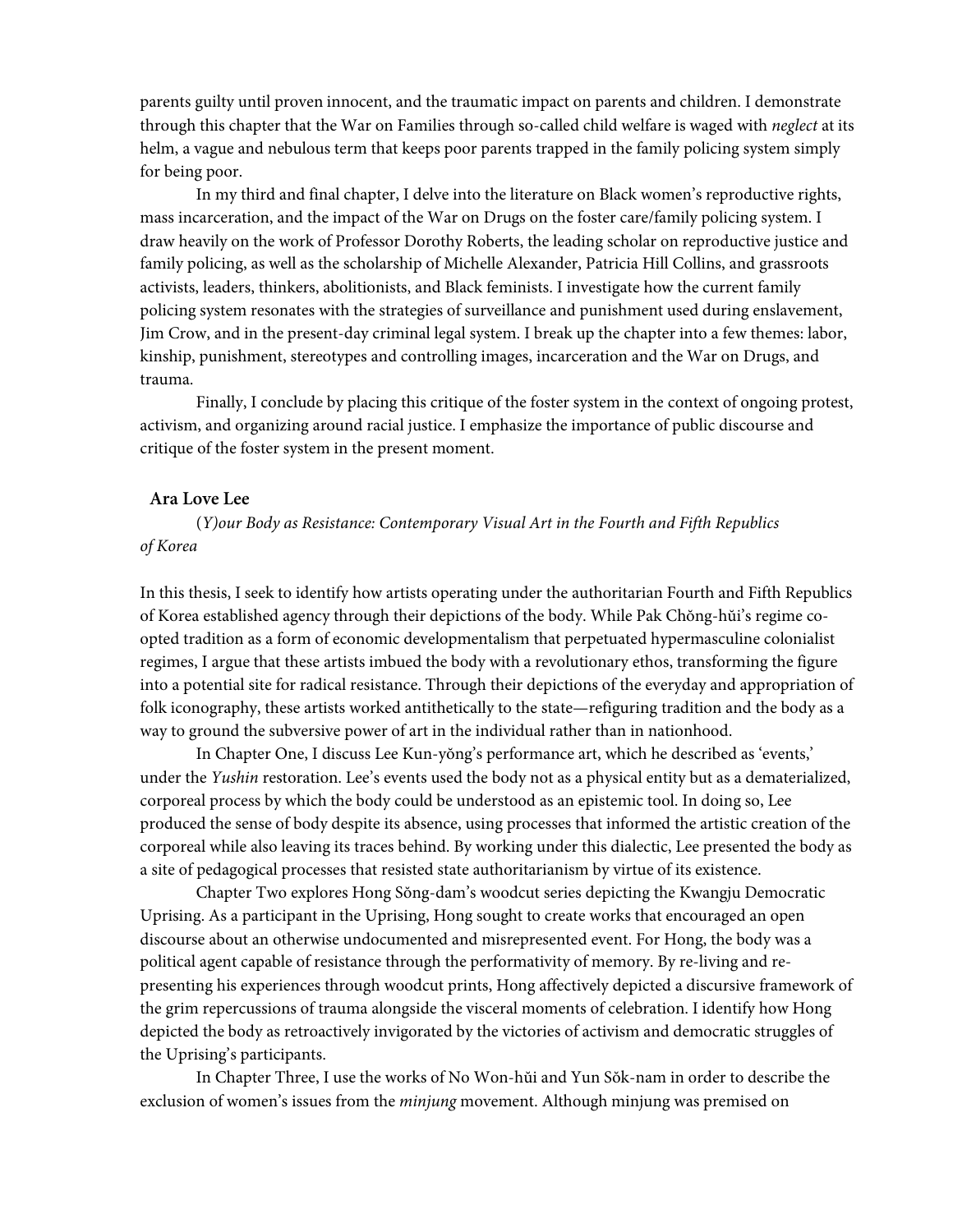parents guilty until proven innocent, and the traumatic impact on parents and children. I demonstrate through this chapter that the War on Families through so-called child welfare is waged with *neglect* at its helm, a vague and nebulous term that keeps poor parents trapped in the family policing system simply for being poor.

In my third and final chapter, I delve into the literature on Black women's reproductive rights, mass incarceration, and the impact of the War on Drugs on the foster care/family policing system. I draw heavily on the work of Professor Dorothy Roberts, the leading scholar on reproductive justice and family policing, as well as the scholarship of Michelle Alexander, Patricia Hill Collins, and grassroots activists, leaders, thinkers, abolitionists, and Black feminists. I investigate how the current family policing system resonates with the strategies of surveillance and punishment used during enslavement, Jim Crow, and in the present-day criminal legal system. I break up the chapter into a few themes: labor, kinship, punishment, stereotypes and controlling images, incarceration and the War on Drugs, and trauma.

Finally, I conclude by placing this critique of the foster system in the context of ongoing protest, activism, and organizing around racial justice. I emphasize the importance of public discourse and critique of the foster system in the present moment.

**Ara Love Lee**

*(Y)our Body as Resistance: Contemporary Visual Art in the Fourth and Fifth Republics of Korea*

In this thesis, I seek to identify how artists operating under the authoritarian Fourth and Fifth Republics of Korea established agency through their depictions of the body. While Pak Chŏng-hŭi's regime co-opted tradition as a form of economic developmentalism that perpetuated hypermasculine colonialist regimes, I argue that these artists imbued the body with a revolutionary ethos, transforming the figure into a potential site for radical resistance. Through their depictions of the everyday and appropriation of folk iconography, these artists worked antithetically to the state—refiguring tradition and the body as a way to ground the subversive power of art in the individual rather than in nationhood.

In Chapter One, I discuss Lee Kun-yŏng's performance art, which he described as 'events,' under the *Yushin* restoration. Lee's events used the body not as a physical entity but as a dematerialized, corporeal process by which the body could be understood as an epistemic tool. In doing so, Lee produced the sense of body despite its absence, using processes that informed the artistic creation of the corporeal while also leaving its traces behind. By working under this dialectic, Lee presented the body as a site of pedagogical processes that resisted state authoritarianism by virtue of its existence.

Chapter Two explores Hong Sŏng-dam's woodcut series depicting the Kwangju Democratic Uprising. As a participant in the Uprising, Hong sought to create works that encouraged an open discourse about an otherwise undocumented and misrepresented event. For Hong, the body was a political agent capable of resistance through the performativity of memory. By re-living and re-presenting his experiences through woodcut prints, Hong affectively depicted a discursive framework of the grim repercussions of trauma alongside the visceral moments of celebration. I identify how Hong depicted the body as retroactively invigorated by the victories of activism and democratic struggles of the Uprising's participants.

In Chapter Three, I use the works of No Won-hŭi and Yun Sŏk-nam in order to describe the exclusion of women's issues from the *minjung* movement. Although minjung was premised on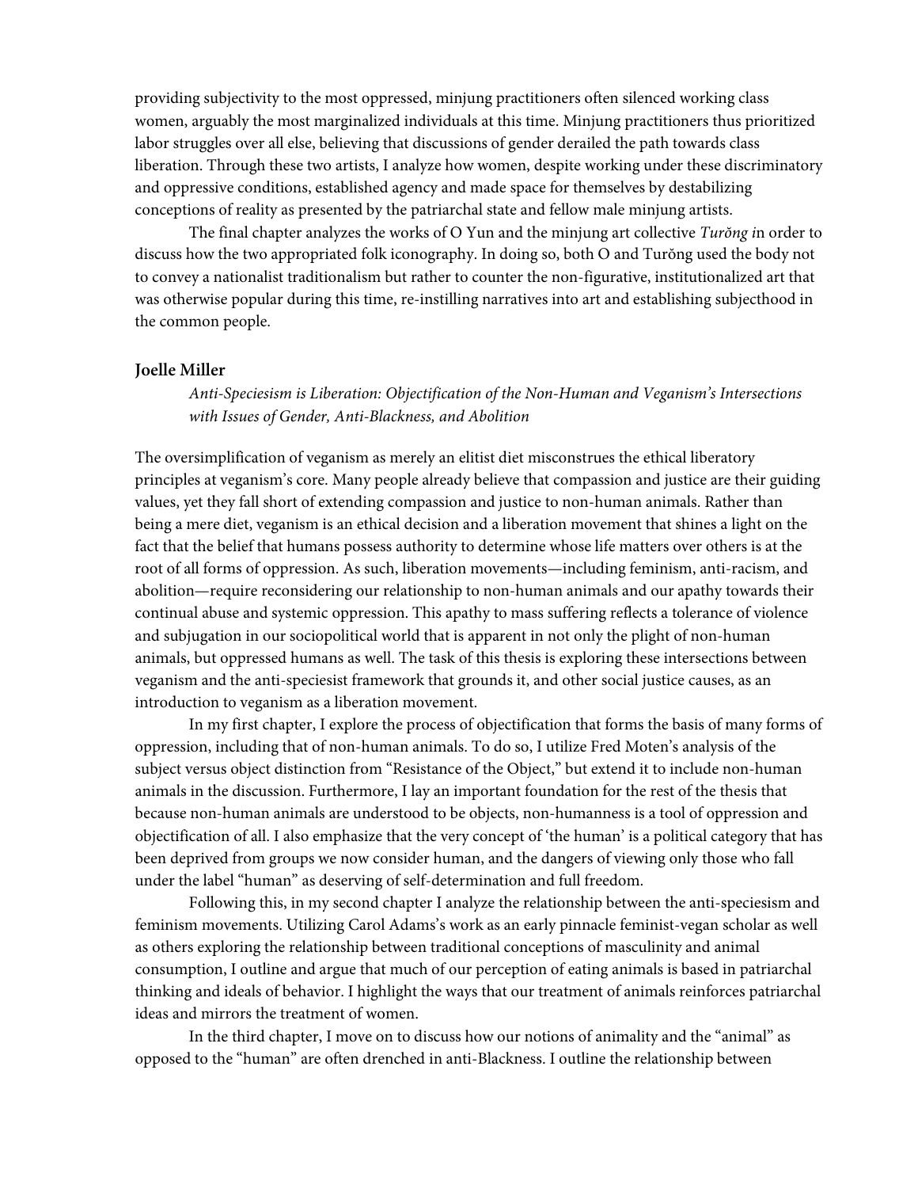providing subjectivity to the most oppressed, minjung practitioners often silenced working class women, arguably the most marginalized individuals at this time. Minjung practitioners thus prioritized labor struggles over all else, believing that discussions of gender derailed the path towards class liberation. Through these two artists, I analyze how women, despite working under these discriminatory and oppressive conditions, established agency and made space for themselves by destabilizing conceptions of reality as presented by the patriarchal state and fellow male minjung artists.

The final chapter analyzes the works of O Yun and the minjung art collective *Turŏng i*n order to discuss how the two appropriated folk iconography. In doing so, both O and Turŏng used the body not to convey a nationalist traditionalism but rather to counter the non-figurative, institutionalized art that was otherwise popular during this time, re-instilling narratives into art and establishing subjecthood in the common people.

**Joelle Miller**

*Anti-Speciesism is Liberation: Objectification of the Non-Human and Veganism's Intersections with Issues of Gender, Anti-Blackness, and Abolition*

The oversimplification of veganism as merely an elitist diet misconstrues the ethical liberatory principles at veganism's core. Many people already believe that compassion and justice are their guiding values, yet they fall short of extending compassion and justice to non-human animals. Rather than being a mere diet, veganism is an ethical decision and a liberation movement that shines a light on the fact that the belief that humans possess authority to determine whose life matters over others is at the root of all forms of oppression. As such, liberation movements—including feminism, anti-racism, and abolition—require reconsidering our relationship to non-human animals and our apathy towards their continual abuse and systemic oppression. This apathy to mass suffering reflects a tolerance of violence and subjugation in our sociopolitical world that is apparent in not only the plight of non-human animals, but oppressed humans as well. The task of this thesis is exploring these intersections between veganism and the anti-speciesist framework that grounds it, and other social justice causes, as an introduction to veganism as a liberation movement.

In my first chapter, I explore the process of objectification that forms the basis of many forms of oppression, including that of non-human animals. To do so, I utilize Fred Moten's analysis of the subject versus object distinction from "Resistance of the Object," but extend it to include non-human animals in the discussion. Furthermore, I lay an important foundation for the rest of the thesis that because non-human animals are understood to be objects, non-humanness is a tool of oppression and objectification of all. I also emphasize that the very concept of 'the human' is a political category that has been deprived from groups we now consider human, and the dangers of viewing only those who fall under the label "human" as deserving of self-determination and full freedom.

Following this, in my second chapter I analyze the relationship between the anti-speciesism and feminism movements. Utilizing Carol Adams's work as an early pinnacle feminist-vegan scholar as well as others exploring the relationship between traditional conceptions of masculinity and animal consumption, I outline and argue that much of our perception of eating animals is based in patriarchal thinking and ideals of behavior. I highlight the ways that our treatment of animals reinforces patriarchal ideas and mirrors the treatment of women.

In the third chapter, I move on to discuss how our notions of animality and the "animal" as opposed to the "human" are often drenched in anti-Blackness. I outline the relationship between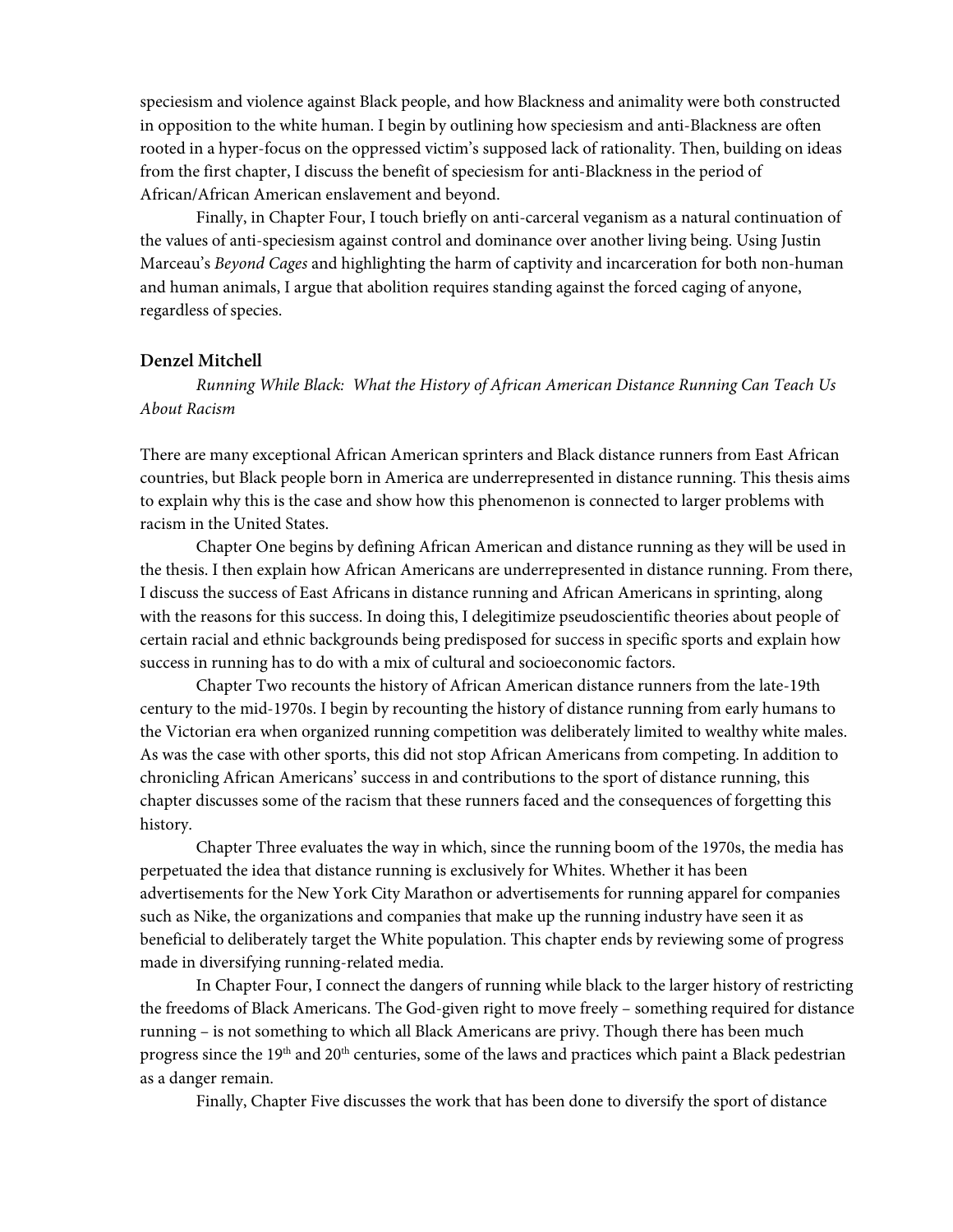speciesism and violence against Black people, and how Blackness and animality were both constructed in opposition to the white human. I begin by outlining how speciesism and anti-Blackness are often rooted in a hyper-focus on the oppressed victim's supposed lack of rationality. Then, building on ideas from the first chapter, I discuss the benefit of speciesism for anti-Blackness in the period of African/African American enslavement and beyond.

Finally, in Chapter Four, I touch briefly on anti-carceral veganism as a natural continuation of the values of anti-speciesism against control and dominance over another living being. Using Justin Marceau's *Beyond Cages* and highlighting the harm of captivity and incarceration for both non-human and human animals, I argue that abolition requires standing against the forced caging of anyone, regardless of species.

**Denzel Mitchell**

*Running While Black: What the History of African American Distance Running Can Teach Us About Racism*

There are many exceptional African American sprinters and Black distance runners from East African countries, but Black people born in America are underrepresented in distance running. This thesis aims to explain why this is the case and show how this phenomenon is connected to larger problems with racism in the United States.

Chapter One begins by defining African American and distance running as they will be used in the thesis. I then explain how African Americans are underrepresented in distance running. From there, I discuss the success of East Africans in distance running and African Americans in sprinting, along with the reasons for this success. In doing this, I delegitimize pseudoscientific theories about people of certain racial and ethnic backgrounds being predisposed for success in specific sports and explain how success in running has to do with a mix of cultural and socioeconomic factors.

Chapter Two recounts the history of African American distance runners from the late-19th century to the mid-1970s. I begin by recounting the history of distance running from early humans to the Victorian era when organized running competition was deliberately limited to wealthy white males. As was the case with other sports, this did not stop African Americans from competing. In addition to chronicling African Americans' success in and contributions to the sport of distance running, this chapter discusses some of the racism that these runners faced and the consequences of forgetting this history.

Chapter Three evaluates the way in which, since the running boom of the 1970s, the media has perpetuated the idea that distance running is exclusively for Whites. Whether it has been advertisements for the New York City Marathon or advertisements for running apparel for companies such as Nike, the organizations and companies that make up the running industry have seen it as beneficial to deliberately target the White population. This chapter ends by reviewing some of progress made in diversifying running-related media.

In Chapter Four, I connect the dangers of running while black to the larger history of restricting the freedoms of Black Americans. The God-given right to move freely – something required for distance running – is not something to which all Black Americans are privy. Though there has been much progress since the 19th and 20th centuries, some of the laws and practices which paint a Black pedestrian as a danger remain.

Finally, Chapter Five discusses the work that has been done to diversify the sport of distance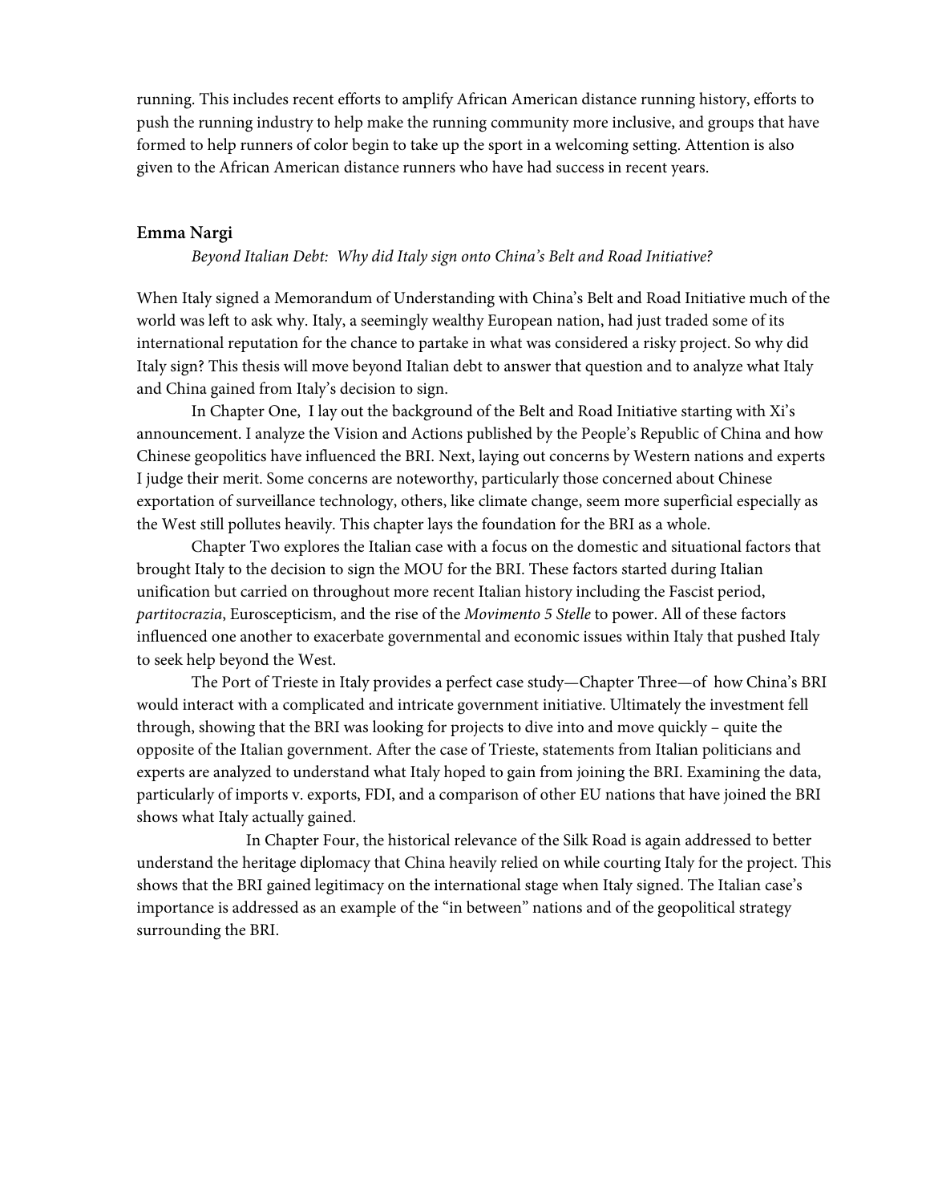running. This includes recent efforts to amplify African American distance running history, efforts to push the running industry to help make the running community more inclusive, and groups that have formed to help runners of color begin to take up the sport in a welcoming setting. Attention is also given to the African American distance runners who have had success in recent years.

**Emma Nargi**

*Beyond Italian Debt: Why did Italy sign onto China's Belt and Road Initiative?*

When Italy signed a Memorandum of Understanding with China's Belt and Road Initiative much of the world was left to ask why. Italy, a seemingly wealthy European nation, had just traded some of its international reputation for the chance to partake in what was considered a risky project. So why did Italy sign? This thesis will move beyond Italian debt to answer that question and to analyze what Italy and China gained from Italy's decision to sign.

In Chapter One, I lay out the background of the Belt and Road Initiative starting with Xi's announcement. I analyze the Vision and Actions published by the People's Republic of China and how Chinese geopolitics have influenced the BRI. Next, laying out concerns by Western nations and experts I judge their merit. Some concerns are noteworthy, particularly those concerned about Chinese exportation of surveillance technology, others, like climate change, seem more superficial especially as the West still pollutes heavily. This chapter lays the foundation for the BRI as a whole.

Chapter Two explores the Italian case with a focus on the domestic and situational factors that brought Italy to the decision to sign the MOU for the BRI. These factors started during Italian unification but carried on throughout more recent Italian history including the Fascist period, *partitocrazia*, Euroscepticism, and the rise of the *Movimento 5 Stelle* to power. All of these factors influenced one another to exacerbate governmental and economic issues within Italy that pushed Italy to seek help beyond the West.

The Port of Trieste in Italy provides a perfect case study—Chapter Three—of how China's BRI would interact with a complicated and intricate government initiative. Ultimately the investment fell through, showing that the BRI was looking for projects to dive into and move quickly – quite the opposite of the Italian government. After the case of Trieste, statements from Italian politicians and experts are analyzed to understand what Italy hoped to gain from joining the BRI. Examining the data, particularly of imports v. exports, FDI, and a comparison of other EU nations that have joined the BRI shows what Italy actually gained.

In Chapter Four, the historical relevance of the Silk Road is again addressed to better understand the heritage diplomacy that China heavily relied on while courting Italy for the project. This shows that the BRI gained legitimacy on the international stage when Italy signed. The Italian case's importance is addressed as an example of the "in between" nations and of the geopolitical strategy surrounding the BRI.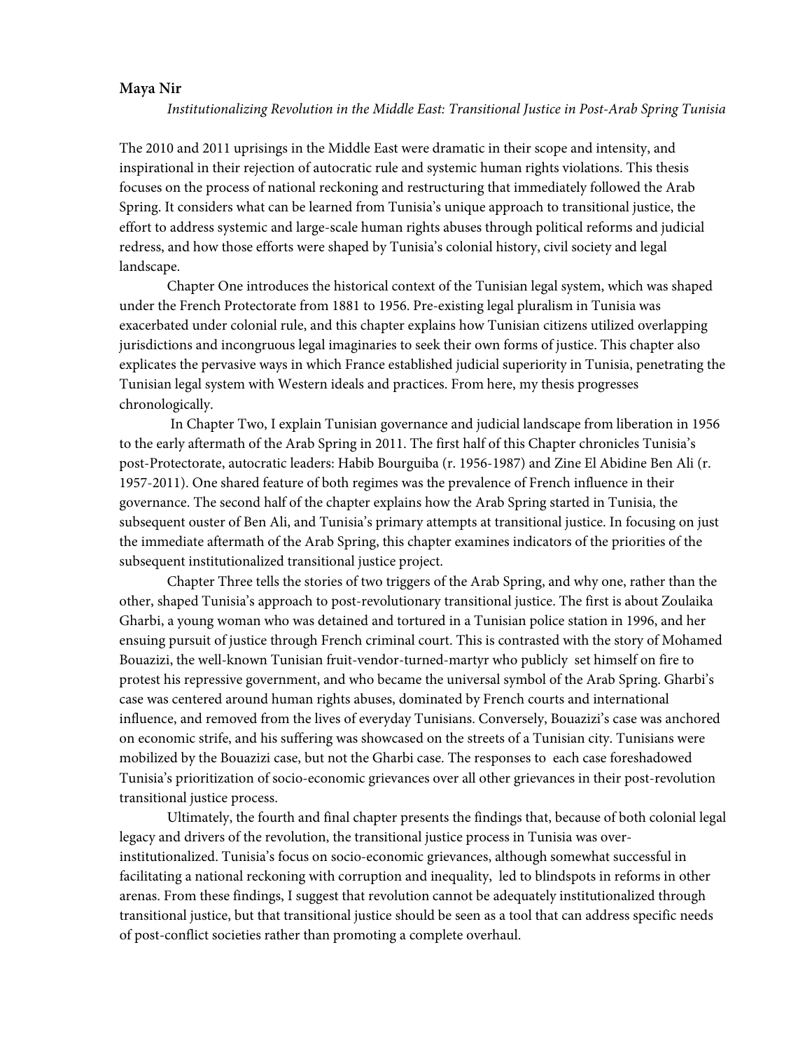**Maya Nir**

*Institutionalizing Revolution in the Middle East: Transitional Justice in Post-Arab Spring Tunisia*

The 2010 and 2011 uprisings in the Middle East were dramatic in their scope and intensity, and inspirational in their rejection of autocratic rule and systemic human rights violations. This thesis focuses on the process of national reckoning and restructuring that immediately followed the Arab Spring. It considers what can be learned from Tunisia's unique approach to transitional justice, the effort to address systemic and large-scale human rights abuses through political reforms and judicial redress, and how those efforts were shaped by Tunisia's colonial history, civil society and legal landscape.

Chapter One introduces the historical context of the Tunisian legal system, which was shaped under the French Protectorate from 1881 to 1956. Pre-existing legal pluralism in Tunisia was exacerbated under colonial rule, and this chapter explains how Tunisian citizens utilized overlapping jurisdictions and incongruous legal imaginaries to seek their own forms of justice. This chapter also explicates the pervasive ways in which France established judicial superiority in Tunisia, penetrating the Tunisian legal system with Western ideals and practices. From here, my thesis progresses chronologically.

In Chapter Two, I explain Tunisian governance and judicial landscape from liberation in 1956 to the early aftermath of the Arab Spring in 2011. The first half of this Chapter chronicles Tunisia's post-Protectorate, autocratic leaders: Habib Bourguiba (r. 1956-1987) and Zine El Abidine Ben Ali (r. 1957-2011). One shared feature of both regimes was the prevalence of French influence in their governance. The second half of the chapter explains how the Arab Spring started in Tunisia, the subsequent ouster of Ben Ali, and Tunisia's primary attempts at transitional justice. In focusing on just the immediate aftermath of the Arab Spring, this chapter examines indicators of the priorities of the subsequent institutionalized transitional justice project.

Chapter Three tells the stories of two triggers of the Arab Spring, and why one, rather than the other, shaped Tunisia's approach to post-revolutionary transitional justice. The first is about Zoulaika Gharbi, a young woman who was detained and tortured in a Tunisian police station in 1996, and her ensuing pursuit of justice through French criminal court. This is contrasted with the story of Mohamed Bouazizi, the well-known Tunisian fruit-vendor-turned-martyr who publicly set himself on fire to protest his repressive government, and who became the universal symbol of the Arab Spring. Gharbi's case was centered around human rights abuses, dominated by French courts and international influence, and removed from the lives of everyday Tunisians. Conversely, Bouazizi's case was anchored on economic strife, and his suffering was showcased on the streets of a Tunisian city. Tunisians were mobilized by the Bouazizi case, but not the Gharbi case. The responses to each case foreshadowed Tunisia's prioritization of socio-economic grievances over all other grievances in their post-revolution transitional justice process.

Ultimately, the fourth and final chapter presents the findings that, because of both colonial legal legacy and drivers of the revolution, the transitional justice process in Tunisia was over-institutionalized. Tunisia's focus on socio-economic grievances, although somewhat successful in facilitating a national reckoning with corruption and inequality, led to blindspots in reforms in other arenas. From these findings, I suggest that revolution cannot be adequately institutionalized through transitional justice, but that transitional justice should be seen as a tool that can address specific needs of post-conflict societies rather than promoting a complete overhaul.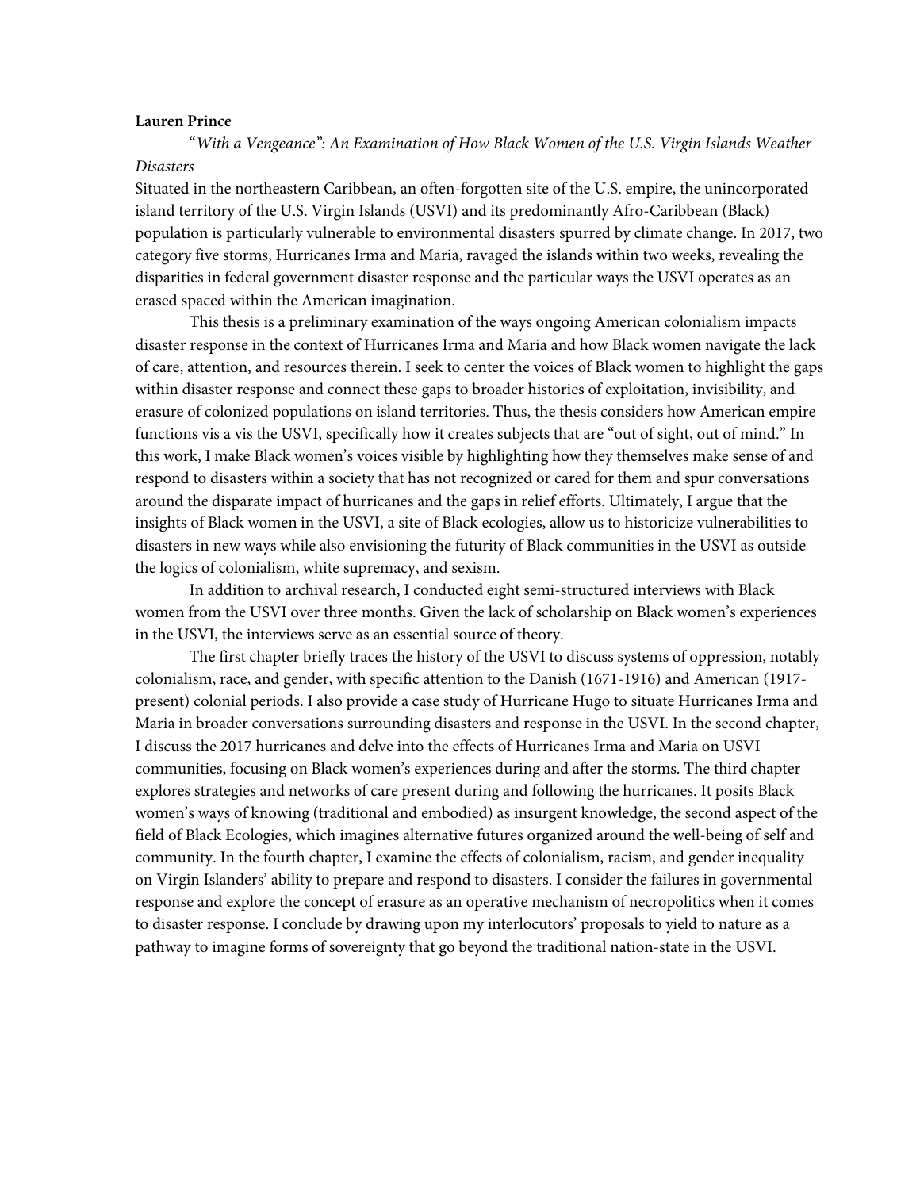**Lauren Prince**

"*With a Vengeance*"*: An Examination of How Black Women of the U.S. Virgin Islands Weather Disasters*

Situated in the northeastern Caribbean, an often-forgotten site of the U.S. empire, the unincorporated island territory of the U.S. Virgin Islands (USVI) and its predominantly Afro-Caribbean (Black) population is particularly vulnerable to environmental disasters spurred by climate change. In 2017, two category five storms, Hurricanes Irma and Maria, ravaged the islands within two weeks, revealing the disparities in federal government disaster response and the particular ways the USVI operates as an erased spaced within the American imagination.

This thesis is a preliminary examination of the ways ongoing American colonialism impacts disaster response in the context of Hurricanes Irma and Maria and how Black women navigate the lack of care, attention, and resources therein. I seek to center the voices of Black women to highlight the gaps within disaster response and connect these gaps to broader histories of exploitation, invisibility, and erasure of colonized populations on island territories. Thus, the thesis considers how American empire functions vis a vis the USVI, specifically how it creates subjects that are "out of sight, out of mind." In this work, I make Black women's voices visible by highlighting how they themselves make sense of and respond to disasters within a society that has not recognized or cared for them and spur conversations around the disparate impact of hurricanes and the gaps in relief efforts. Ultimately, I argue that the insights of Black women in the USVI, a site of Black ecologies, allow us to historicize vulnerabilities to disasters in new ways while also envisioning the futurity of Black communities in the USVI as outside the logics of colonialism, white supremacy, and sexism.

In addition to archival research, I conducted eight semi-structured interviews with Black women from the USVI over three months. Given the lack of scholarship on Black women's experiences in the USVI, the interviews serve as an essential source of theory.

The first chapter briefly traces the history of the USVI to discuss systems of oppression, notably colonialism, race, and gender, with specific attention to the Danish (1671-1916) and American (1917-present) colonial periods. I also provide a case study of Hurricane Hugo to situate Hurricanes Irma and Maria in broader conversations surrounding disasters and response in the USVI. In the second chapter, I discuss the 2017 hurricanes and delve into the effects of Hurricanes Irma and Maria on USVI communities, focusing on Black women's experiences during and after the storms. The third chapter explores strategies and networks of care present during and following the hurricanes. It posits Black women's ways of knowing (traditional and embodied) as insurgent knowledge, the second aspect of the field of Black Ecologies, which imagines alternative futures organized around the well-being of self and community. In the fourth chapter, I examine the effects of colonialism, racism, and gender inequality on Virgin Islanders' ability to prepare and respond to disasters. I consider the failures in governmental response and explore the concept of erasure as an operative mechanism of necropolitics when it comes to disaster response. I conclude by drawing upon my interlocutors' proposals to yield to nature as a pathway to imagine forms of sovereignty that go beyond the traditional nation-state in the USVI.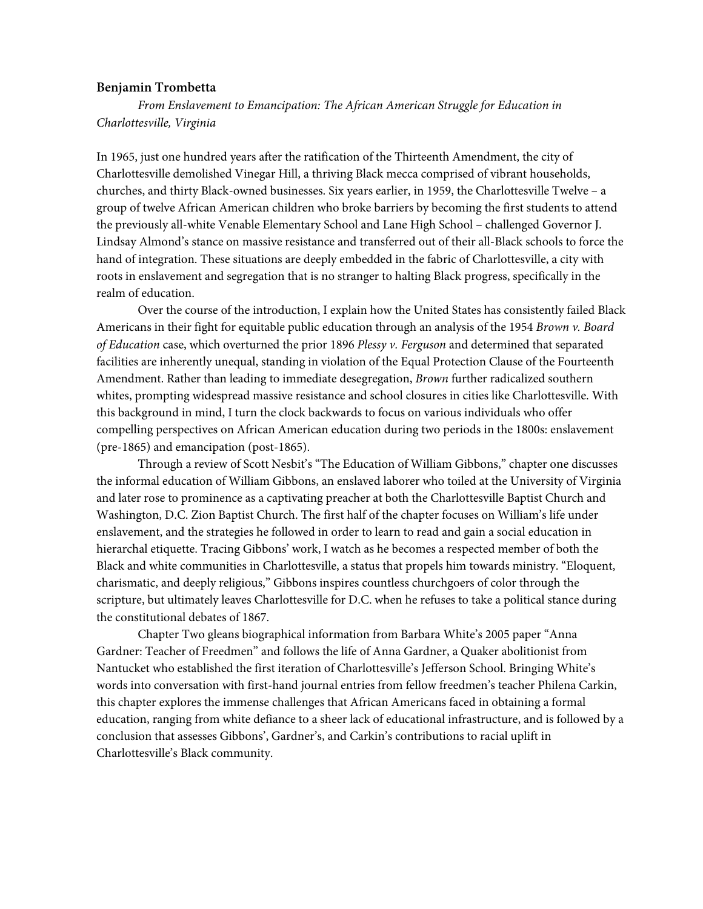**Benjamin Trombetta**

*From Enslavement to Emancipation: The African American Struggle for Education in Charlottesville, Virginia*

In 1965, just one hundred years after the ratification of the Thirteenth Amendment, the city of Charlottesville demolished Vinegar Hill, a thriving Black mecca comprised of vibrant households, churches, and thirty Black-owned businesses. Six years earlier, in 1959, the Charlottesville Twelve – a group of twelve African American children who broke barriers by becoming the first students to attend the previously all-white Venable Elementary School and Lane High School – challenged Governor J. Lindsay Almond's stance on massive resistance and transferred out of their all-Black schools to force the hand of integration. These situations are deeply embedded in the fabric of Charlottesville, a city with roots in enslavement and segregation that is no stranger to halting Black progress, specifically in the realm of education.

Over the course of the introduction, I explain how the United States has consistently failed Black Americans in their fight for equitable public education through an analysis of the 1954 *Brown v. Board of Education* case, which overturned the prior 1896 *Plessy v. Ferguson* and determined that separated facilities are inherently unequal, standing in violation of the Equal Protection Clause of the Fourteenth Amendment. Rather than leading to immediate desegregation, *Brown* further radicalized southern whites, prompting widespread massive resistance and school closures in cities like Charlottesville. With this background in mind, I turn the clock backwards to focus on various individuals who offer compelling perspectives on African American education during two periods in the 1800s: enslavement (pre-1865) and emancipation (post-1865).

Through a review of Scott Nesbit's "The Education of William Gibbons," chapter one discusses the informal education of William Gibbons, an enslaved laborer who toiled at the University of Virginia and later rose to prominence as a captivating preacher at both the Charlottesville Baptist Church and Washington, D.C. Zion Baptist Church. The first half of the chapter focuses on William's life under enslavement, and the strategies he followed in order to learn to read and gain a social education in hierarchal etiquette. Tracing Gibbons' work, I watch as he becomes a respected member of both the Black and white communities in Charlottesville, a status that propels him towards ministry. "Eloquent, charismatic, and deeply religious," Gibbons inspires countless churchgoers of color through the scripture, but ultimately leaves Charlottesville for D.C. when he refuses to take a political stance during the constitutional debates of 1867.

Chapter Two gleans biographical information from Barbara White's 2005 paper "Anna Gardner: Teacher of Freedmen" and follows the life of Anna Gardner, a Quaker abolitionist from Nantucket who established the first iteration of Charlottesville's Jefferson School. Bringing White's words into conversation with first-hand journal entries from fellow freedmen's teacher Philena Carkin, this chapter explores the immense challenges that African Americans faced in obtaining a formal education, ranging from white defiance to a sheer lack of educational infrastructure, and is followed by a conclusion that assesses Gibbons', Gardner's, and Carkin's contributions to racial uplift in Charlottesville's Black community.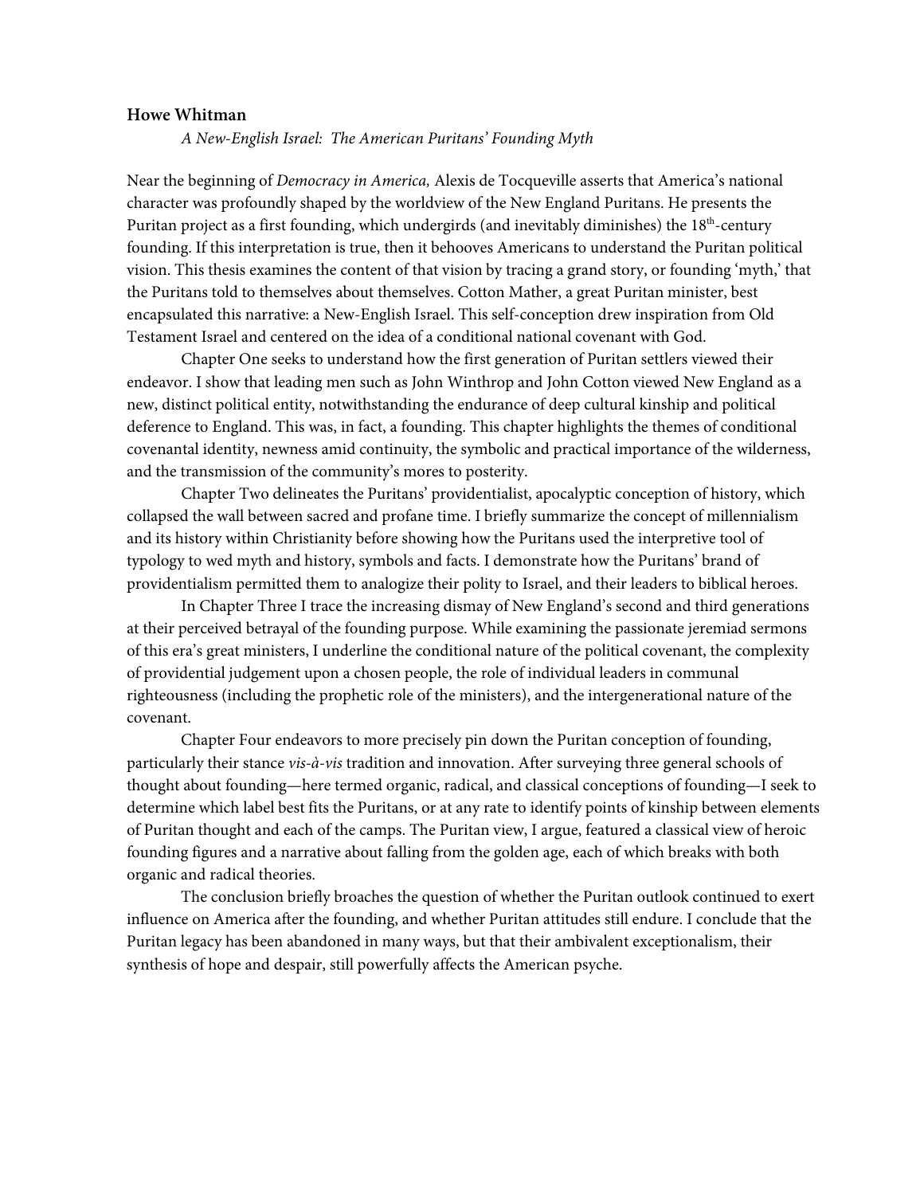**Howe Whitman**

*A New-English Israel: The American Puritans' Founding Myth*

Near the beginning of *Democracy in America,* Alexis de Tocqueville asserts that America's national character was profoundly shaped by the worldview of the New England Puritans. He presents the Puritan project as a first founding, which undergirds (and inevitably diminishes) the 18th-century founding. If this interpretation is true, then it behooves Americans to understand the Puritan political vision. This thesis examines the content of that vision by tracing a grand story, or founding 'myth,' that the Puritans told to themselves about themselves. Cotton Mather, a great Puritan minister, best encapsulated this narrative: a New-English Israel. This self-conception drew inspiration from Old Testament Israel and centered on the idea of a conditional national covenant with God.

Chapter One seeks to understand how the first generation of Puritan settlers viewed their endeavor. I show that leading men such as John Winthrop and John Cotton viewed New England as a new, distinct political entity, notwithstanding the endurance of deep cultural kinship and political deference to England. This was, in fact, a founding. This chapter highlights the themes of conditional covenantal identity, newness amid continuity, the symbolic and practical importance of the wilderness, and the transmission of the community's mores to posterity.

Chapter Two delineates the Puritans' providentialist, apocalyptic conception of history, which collapsed the wall between sacred and profane time. I briefly summarize the concept of millennialism and its history within Christianity before showing how the Puritans used the interpretive tool of typology to wed myth and history, symbols and facts. I demonstrate how the Puritans' brand of providentialism permitted them to analogize their polity to Israel, and their leaders to biblical heroes.

In Chapter Three I trace the increasing dismay of New England's second and third generations at their perceived betrayal of the founding purpose. While examining the passionate jeremiad sermons of this era's great ministers, I underline the conditional nature of the political covenant, the complexity of providential judgement upon a chosen people, the role of individual leaders in communal righteousness (including the prophetic role of the ministers), and the intergenerational nature of the covenant.

Chapter Four endeavors to more precisely pin down the Puritan conception of founding, particularly their stance *vis-à-vis* tradition and innovation. After surveying three general schools of thought about founding—here termed organic, radical, and classical conceptions of founding—I seek to determine which label best fits the Puritans, or at any rate to identify points of kinship between elements of Puritan thought and each of the camps. The Puritan view, I argue, featured a classical view of heroic founding figures and a narrative about falling from the golden age, each of which breaks with both organic and radical theories.

The conclusion briefly broaches the question of whether the Puritan outlook continued to exert influence on America after the founding, and whether Puritan attitudes still endure. I conclude that the Puritan legacy has been abandoned in many ways, but that their ambivalent exceptionalism, their synthesis of hope and despair, still powerfully affects the American psyche.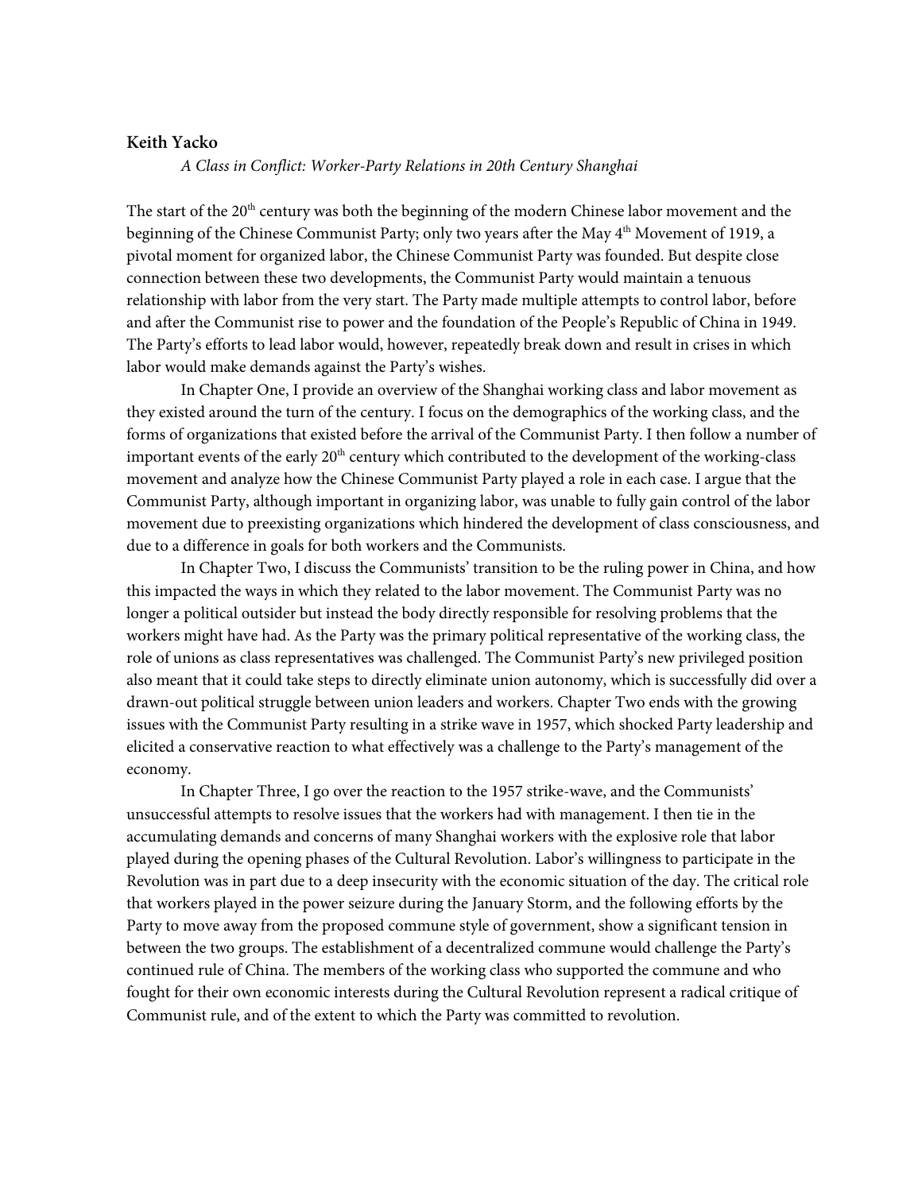**Keith Yacko**

*A Class in Conflict: Worker-Party Relations in 20th Century Shanghai*

The start of the 20th century was both the beginning of the modern Chinese labor movement and the beginning of the Chinese Communist Party; only two years after the May 4th Movement of 1919, a pivotal moment for organized labor, the Chinese Communist Party was founded. But despite close connection between these two developments, the Communist Party would maintain a tenuous relationship with labor from the very start. The Party made multiple attempts to control labor, before and after the Communist rise to power and the foundation of the People's Republic of China in 1949. The Party's efforts to lead labor would, however, repeatedly break down and result in crises in which labor would make demands against the Party's wishes.

In Chapter One, I provide an overview of the Shanghai working class and labor movement as they existed around the turn of the century. I focus on the demographics of the working class, and the forms of organizations that existed before the arrival of the Communist Party. I then follow a number of important events of the early 20th century which contributed to the development of the working-class movement and analyze how the Chinese Communist Party played a role in each case. I argue that the Communist Party, although important in organizing labor, was unable to fully gain control of the labor movement due to preexisting organizations which hindered the development of class consciousness, and due to a difference in goals for both workers and the Communists.

In Chapter Two, I discuss the Communists' transition to be the ruling power in China, and how this impacted the ways in which they related to the labor movement. The Communist Party was no longer a political outsider but instead the body directly responsible for resolving problems that the workers might have had. As the Party was the primary political representative of the working class, the role of unions as class representatives was challenged. The Communist Party's new privileged position also meant that it could take steps to directly eliminate union autonomy, which is successfully did over a drawn-out political struggle between union leaders and workers. Chapter Two ends with the growing issues with the Communist Party resulting in a strike wave in 1957, which shocked Party leadership and elicited a conservative reaction to what effectively was a challenge to the Party's management of the economy.

In Chapter Three, I go over the reaction to the 1957 strike-wave, and the Communists' unsuccessful attempts to resolve issues that the workers had with management. I then tie in the accumulating demands and concerns of many Shanghai workers with the explosive role that labor played during the opening phases of the Cultural Revolution. Labor's willingness to participate in the Revolution was in part due to a deep insecurity with the economic situation of the day. The critical role that workers played in the power seizure during the January Storm, and the following efforts by the Party to move away from the proposed commune style of government, show a significant tension in between the two groups. The establishment of a decentralized commune would challenge the Party's continued rule of China. The members of the working class who supported the commune and who fought for their own economic interests during the Cultural Revolution represent a radical critique of Communist rule, and of the extent to which the Party was committed to revolution.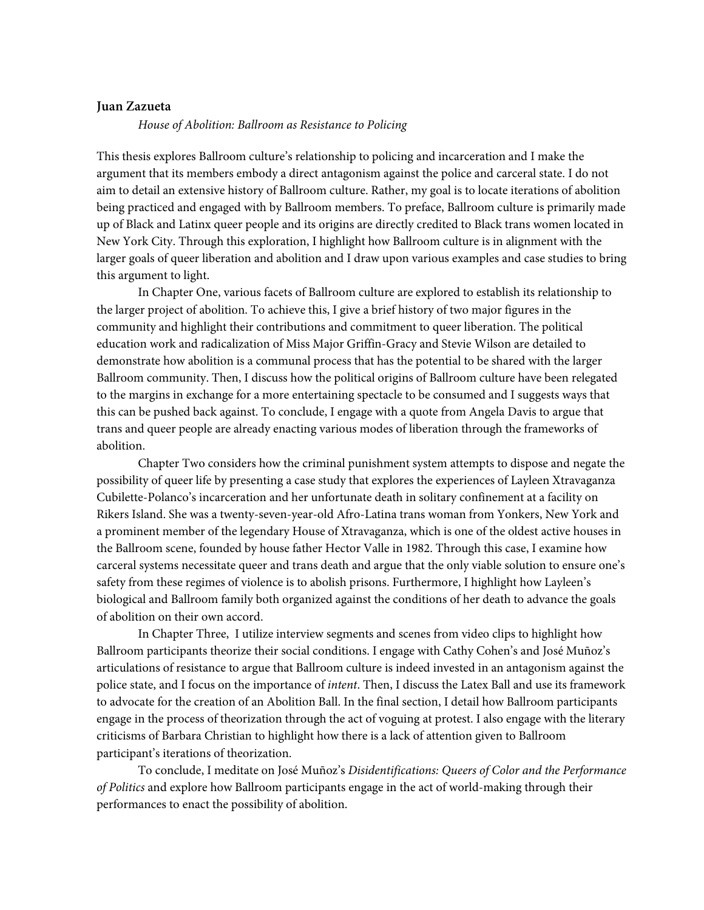**Juan Zazueta**

*House of Abolition: Ballroom as Resistance to Policing*

This thesis explores Ballroom culture's relationship to policing and incarceration and I make the argument that its members embody a direct antagonism against the police and carceral state. I do not aim to detail an extensive history of Ballroom culture. Rather, my goal is to locate iterations of abolition being practiced and engaged with by Ballroom members. To preface, Ballroom culture is primarily made up of Black and Latinx queer people and its origins are directly credited to Black trans women located in New York City. Through this exploration, I highlight how Ballroom culture is in alignment with the larger goals of queer liberation and abolition and I draw upon various examples and case studies to bring this argument to light.

In Chapter One, various facets of Ballroom culture are explored to establish its relationship to the larger project of abolition. To achieve this, I give a brief history of two major figures in the community and highlight their contributions and commitment to queer liberation. The political education work and radicalization of Miss Major Griffin-Gracy and Stevie Wilson are detailed to demonstrate how abolition is a communal process that has the potential to be shared with the larger Ballroom community. Then, I discuss how the political origins of Ballroom culture have been relegated to the margins in exchange for a more entertaining spectacle to be consumed and I suggests ways that this can be pushed back against. To conclude, I engage with a quote from Angela Davis to argue that trans and queer people are already enacting various modes of liberation through the frameworks of abolition.

Chapter Two considers how the criminal punishment system attempts to dispose and negate the possibility of queer life by presenting a case study that explores the experiences of Layleen Xtravaganza Cubilette-Polanco's incarceration and her unfortunate death in solitary confinement at a facility on Rikers Island. She was a twenty-seven-year-old Afro-Latina trans woman from Yonkers, New York and a prominent member of the legendary House of Xtravaganza, which is one of the oldest active houses in the Ballroom scene, founded by house father Hector Valle in 1982. Through this case, I examine how carceral systems necessitate queer and trans death and argue that the only viable solution to ensure one's safety from these regimes of violence is to abolish prisons. Furthermore, I highlight how Layleen's biological and Ballroom family both organized against the conditions of her death to advance the goals of abolition on their own accord.

In Chapter Three, I utilize interview segments and scenes from video clips to highlight how Ballroom participants theorize their social conditions. I engage with Cathy Cohen's and José Muñoz's articulations of resistance to argue that Ballroom culture is indeed invested in an antagonism against the police state, and I focus on the importance of *intent*. Then, I discuss the Latex Ball and use its framework to advocate for the creation of an Abolition Ball. In the final section, I detail how Ballroom participants engage in the process of theorization through the act of voguing at protest. I also engage with the literary criticisms of Barbara Christian to highlight how there is a lack of attention given to Ballroom participant's iterations of theorization.

To conclude, I meditate on José Muñoz's *Disidentifications: Queers of Color and the Performance of Politics* and explore how Ballroom participants engage in the act of world-making through their performances to enact the possibility of abolition.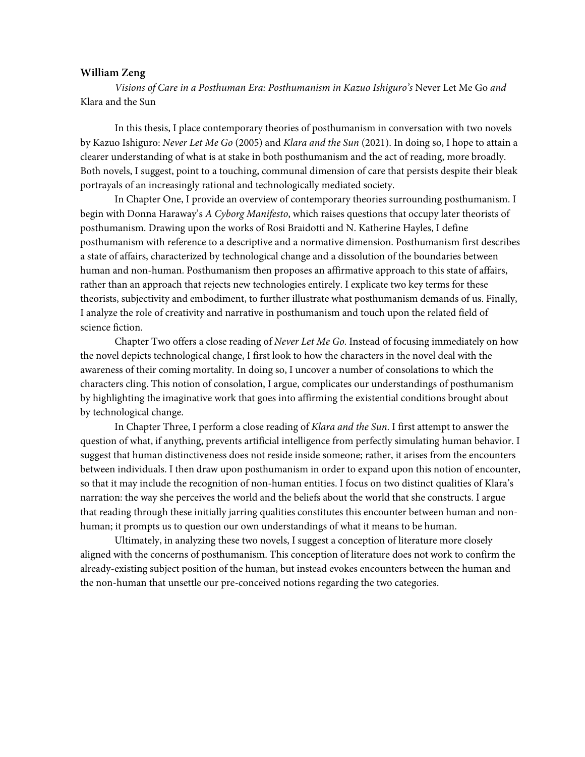**William Zeng**

*Visions of Care in a Posthuman Era: Posthumanism in Kazuo Ishiguro's* Never Let Me Go *and* Klara and the Sun

In this thesis, I place contemporary theories of posthumanism in conversation with two novels by Kazuo Ishiguro: *Never Let Me Go* (2005) and *Klara and the Sun* (2021). In doing so, I hope to attain a clearer understanding of what is at stake in both posthumanism and the act of reading, more broadly. Both novels, I suggest, point to a touching, communal dimension of care that persists despite their bleak portrayals of an increasingly rational and technologically mediated society.

In Chapter One, I provide an overview of contemporary theories surrounding posthumanism. I begin with Donna Haraway's *A Cyborg Manifesto*, which raises questions that occupy later theorists of posthumanism. Drawing upon the works of Rosi Braidotti and N. Katherine Hayles, I define posthumanism with reference to a descriptive and a normative dimension. Posthumanism first describes a state of affairs, characterized by technological change and a dissolution of the boundaries between human and non-human. Posthumanism then proposes an affirmative approach to this state of affairs, rather than an approach that rejects new technologies entirely. I explicate two key terms for these theorists, subjectivity and embodiment, to further illustrate what posthumanism demands of us. Finally, I analyze the role of creativity and narrative in posthumanism and touch upon the related field of science fiction.

Chapter Two offers a close reading of *Never Let Me Go*. Instead of focusing immediately on how the novel depicts technological change, I first look to how the characters in the novel deal with the awareness of their coming mortality. In doing so, I uncover a number of consolations to which the characters cling. This notion of consolation, I argue, complicates our understandings of posthumanism by highlighting the imaginative work that goes into affirming the existential conditions brought about by technological change.

In Chapter Three, I perform a close reading of *Klara and the Sun*. I first attempt to answer the question of what, if anything, prevents artificial intelligence from perfectly simulating human behavior. I suggest that human distinctiveness does not reside inside someone; rather, it arises from the encounters between individuals. I then draw upon posthumanism in order to expand upon this notion of encounter, so that it may include the recognition of non-human entities. I focus on two distinct qualities of Klara's narration: the way she perceives the world and the beliefs about the world that she constructs. I argue that reading through these initially jarring qualities constitutes this encounter between human and non-human; it prompts us to question our own understandings of what it means to be human.

Ultimately, in analyzing these two novels, I suggest a conception of literature more closely aligned with the concerns of posthumanism. This conception of literature does not work to confirm the already-existing subject position of the human, but instead evokes encounters between the human and the non-human that unsettle our pre-conceived notions regarding the two categories.